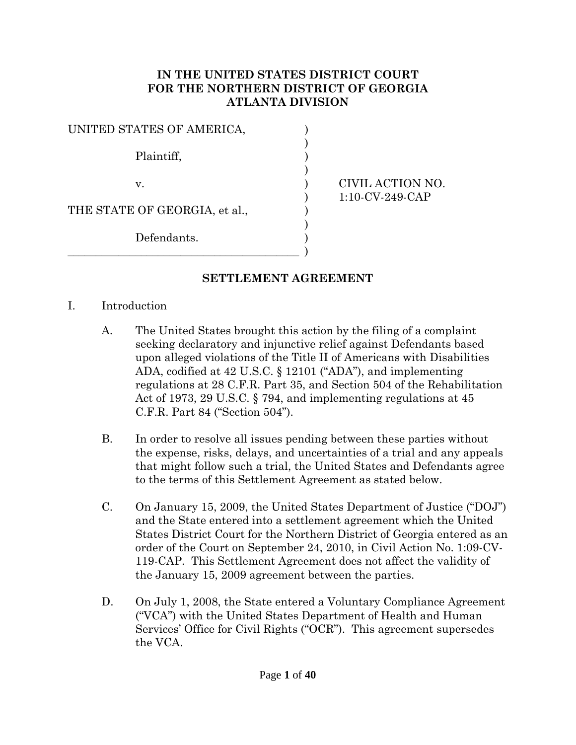**IN THE UNITED STATES DISTRICT COURT**
**FOR THE NORTHERN DISTRICT OF GEORGIA**
**ATLANTA DIVISION**

| | |
|---|---|
| UNITED STATES OF AMERICA,<br><br>Plaintiff,<br><br>v.<br><br>THE STATE OF GEORGIA, et al.,<br><br>Defendants. | CIVIL ACTION NO. 1:10-CV-249-CAP |

**SETTLEMENT AGREEMENT**

I. Introduction

A. The United States brought this action by the filing of a complaint seeking declaratory and injunctive relief against Defendants based upon alleged violations of the Title II of Americans with Disabilities ADA, codified at 42 U.S.C. § 12101 ("ADA"), and implementing regulations at 28 C.F.R. Part 35, and Section 504 of the Rehabilitation Act of 1973, 29 U.S.C. § 794, and implementing regulations at 45 C.F.R. Part 84 ("Section 504").

B. In order to resolve all issues pending between these parties without the expense, risks, delays, and uncertainties of a trial and any appeals that might follow such a trial, the United States and Defendants agree to the terms of this Settlement Agreement as stated below.

C. On January 15, 2009, the United States Department of Justice ("DOJ") and the State entered into a settlement agreement which the United States District Court for the Northern District of Georgia entered as an order of the Court on September 24, 2010, in Civil Action No. 1:09-CV-119-CAP. This Settlement Agreement does not affect the validity of the January 15, 2009 agreement between the parties.

D. On July 1, 2008, the State entered a Voluntary Compliance Agreement ("VCA") with the United States Department of Health and Human Services' Office for Civil Rights ("OCR"). This agreement supersedes the VCA.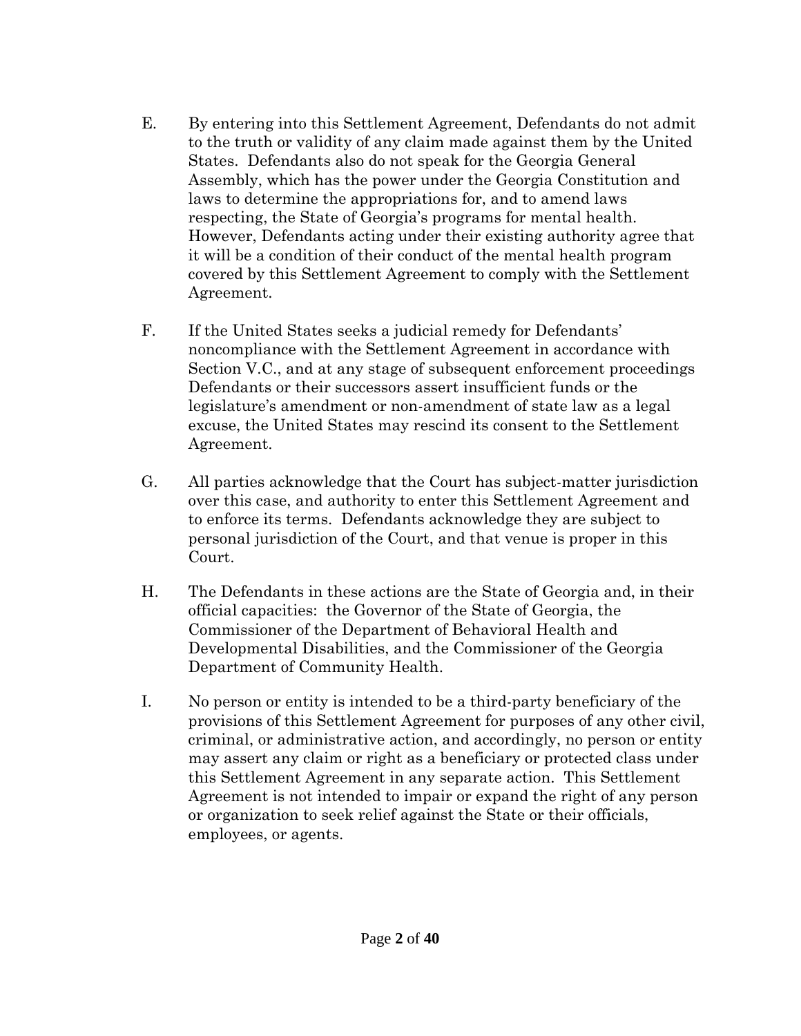E. By entering into this Settlement Agreement, Defendants do not admit to the truth or validity of any claim made against them by the United States. Defendants also do not speak for the Georgia General Assembly, which has the power under the Georgia Constitution and laws to determine the appropriations for, and to amend laws respecting, the State of Georgia's programs for mental health. However, Defendants acting under their existing authority agree that it will be a condition of their conduct of the mental health program covered by this Settlement Agreement to comply with the Settlement Agreement.

F. If the United States seeks a judicial remedy for Defendants' noncompliance with the Settlement Agreement in accordance with Section V.C., and at any stage of subsequent enforcement proceedings Defendants or their successors assert insufficient funds or the legislature's amendment or non-amendment of state law as a legal excuse, the United States may rescind its consent to the Settlement Agreement.

G. All parties acknowledge that the Court has subject-matter jurisdiction over this case, and authority to enter this Settlement Agreement and to enforce its terms. Defendants acknowledge they are subject to personal jurisdiction of the Court, and that venue is proper in this Court.

H. The Defendants in these actions are the State of Georgia and, in their official capacities: the Governor of the State of Georgia, the Commissioner of the Department of Behavioral Health and Developmental Disabilities, and the Commissioner of the Georgia Department of Community Health.

I. No person or entity is intended to be a third-party beneficiary of the provisions of this Settlement Agreement for purposes of any other civil, criminal, or administrative action, and accordingly, no person or entity may assert any claim or right as a beneficiary or protected class under this Settlement Agreement in any separate action. This Settlement Agreement is not intended to impair or expand the right of any person or organization to seek relief against the State or their officials, employees, or agents.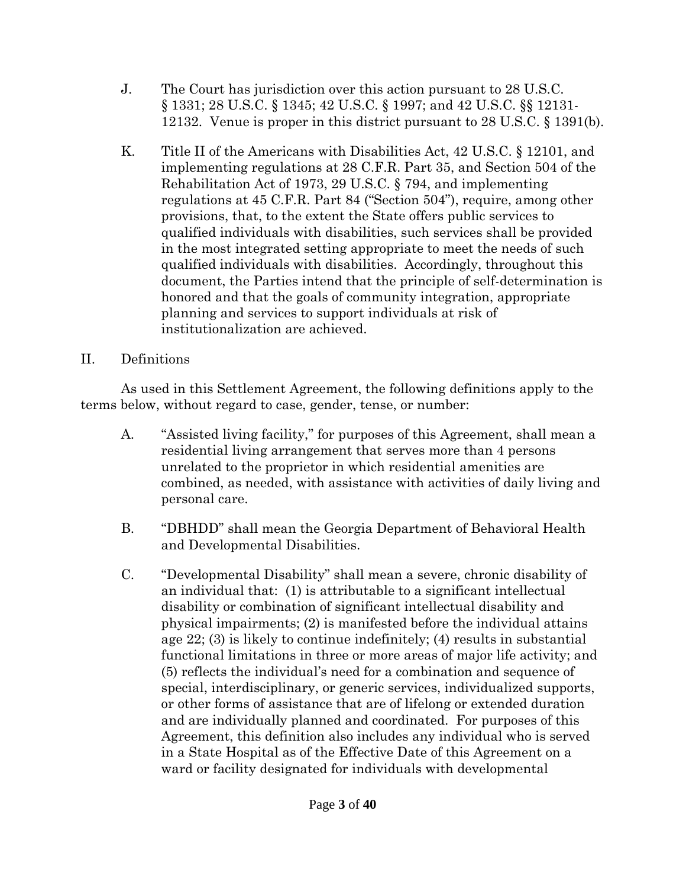J. The Court has jurisdiction over this action pursuant to 28 U.S.C. § 1331; 28 U.S.C. § 1345; 42 U.S.C. § 1997; and 42 U.S.C. §§ 12131-12132. Venue is proper in this district pursuant to 28 U.S.C. § 1391(b).

K. Title II of the Americans with Disabilities Act, 42 U.S.C. § 12101, and implementing regulations at 28 C.F.R. Part 35, and Section 504 of the Rehabilitation Act of 1973, 29 U.S.C. § 794, and implementing regulations at 45 C.F.R. Part 84 ("Section 504"), require, among other provisions, that, to the extent the State offers public services to qualified individuals with disabilities, such services shall be provided in the most integrated setting appropriate to meet the needs of such qualified individuals with disabilities. Accordingly, throughout this document, the Parties intend that the principle of self-determination is honored and that the goals of community integration, appropriate planning and services to support individuals at risk of institutionalization are achieved.

II. Definitions

As used in this Settlement Agreement, the following definitions apply to the terms below, without regard to case, gender, tense, or number:

A. "Assisted living facility," for purposes of this Agreement, shall mean a residential living arrangement that serves more than 4 persons unrelated to the proprietor in which residential amenities are combined, as needed, with assistance with activities of daily living and personal care.

B. "DBHDD" shall mean the Georgia Department of Behavioral Health and Developmental Disabilities.

C. "Developmental Disability" shall mean a severe, chronic disability of an individual that: (1) is attributable to a significant intellectual disability or combination of significant intellectual disability and physical impairments; (2) is manifested before the individual attains age 22; (3) is likely to continue indefinitely; (4) results in substantial functional limitations in three or more areas of major life activity; and (5) reflects the individual's need for a combination and sequence of special, interdisciplinary, or generic services, individualized supports, or other forms of assistance that are of lifelong or extended duration and are individually planned and coordinated. For purposes of this Agreement, this definition also includes any individual who is served in a State Hospital as of the Effective Date of this Agreement on a ward or facility designated for individuals with developmental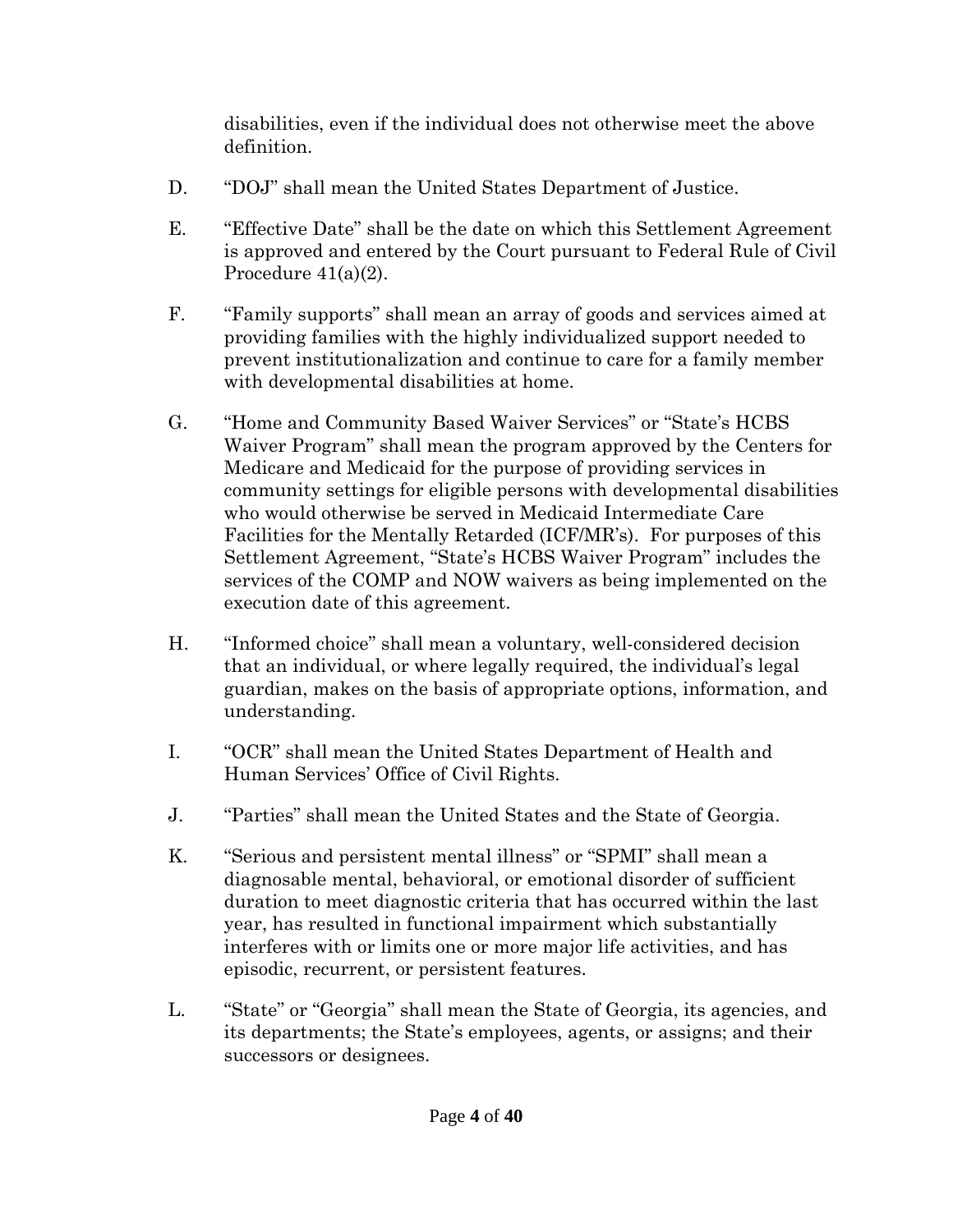disabilities, even if the individual does not otherwise meet the above definition.

D. "DOJ" shall mean the United States Department of Justice.

E. "Effective Date" shall be the date on which this Settlement Agreement is approved and entered by the Court pursuant to Federal Rule of Civil Procedure 41(a)(2).

F. "Family supports" shall mean an array of goods and services aimed at providing families with the highly individualized support needed to prevent institutionalization and continue to care for a family member with developmental disabilities at home.

G. "Home and Community Based Waiver Services" or "State's HCBS Waiver Program" shall mean the program approved by the Centers for Medicare and Medicaid for the purpose of providing services in community settings for eligible persons with developmental disabilities who would otherwise be served in Medicaid Intermediate Care Facilities for the Mentally Retarded (ICF/MR's). For purposes of this Settlement Agreement, "State's HCBS Waiver Program" includes the services of the COMP and NOW waivers as being implemented on the execution date of this agreement.

H. "Informed choice" shall mean a voluntary, well-considered decision that an individual, or where legally required, the individual's legal guardian, makes on the basis of appropriate options, information, and understanding.

I. "OCR" shall mean the United States Department of Health and Human Services' Office of Civil Rights.

J. "Parties" shall mean the United States and the State of Georgia.

K. "Serious and persistent mental illness" or "SPMI" shall mean a diagnosable mental, behavioral, or emotional disorder of sufficient duration to meet diagnostic criteria that has occurred within the last year, has resulted in functional impairment which substantially interferes with or limits one or more major life activities, and has episodic, recurrent, or persistent features.

L. "State" or "Georgia" shall mean the State of Georgia, its agencies, and its departments; the State's employees, agents, or assigns; and their successors or designees.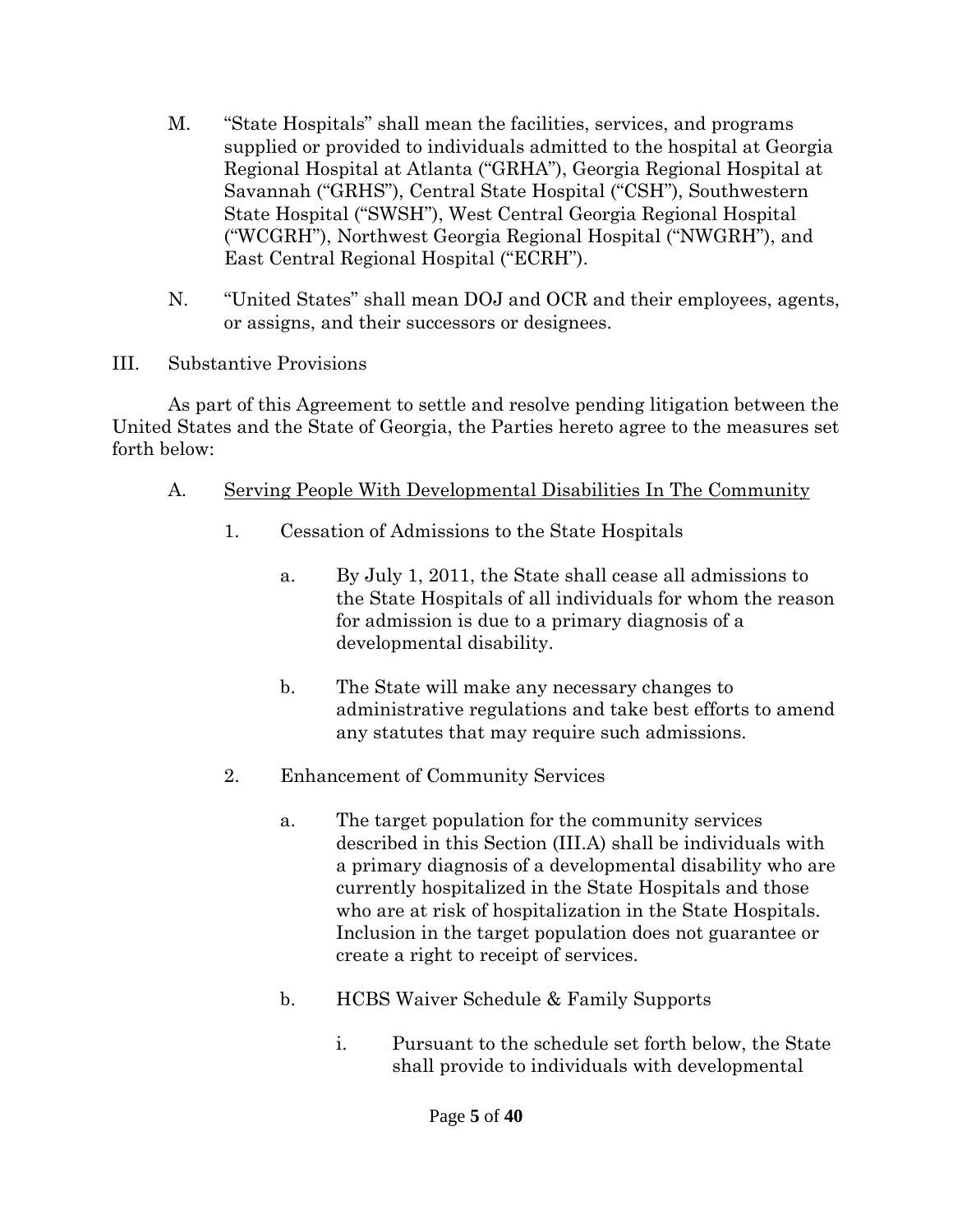M. "State Hospitals" shall mean the facilities, services, and programs supplied or provided to individuals admitted to the hospital at Georgia Regional Hospital at Atlanta ("GRHA"), Georgia Regional Hospital at Savannah ("GRHS"), Central State Hospital ("CSH"), Southwestern State Hospital ("SWSH"), West Central Georgia Regional Hospital ("WCGRH"), Northwest Georgia Regional Hospital ("NWGRH"), and East Central Regional Hospital ("ECRH").

N. "United States" shall mean DOJ and OCR and their employees, agents, or assigns, and their successors or designees.

III. Substantive Provisions

As part of this Agreement to settle and resolve pending litigation between the United States and the State of Georgia, the Parties hereto agree to the measures set forth below:

A. Serving People With Developmental Disabilities In The Community

1. Cessation of Admissions to the State Hospitals

a. By July 1, 2011, the State shall cease all admissions to the State Hospitals of all individuals for whom the reason for admission is due to a primary diagnosis of a developmental disability.

b. The State will make any necessary changes to administrative regulations and take best efforts to amend any statutes that may require such admissions.

2. Enhancement of Community Services

a. The target population for the community services described in this Section (III.A) shall be individuals with a primary diagnosis of a developmental disability who are currently hospitalized in the State Hospitals and those who are at risk of hospitalization in the State Hospitals. Inclusion in the target population does not guarantee or create a right to receipt of services.

b. HCBS Waiver Schedule & Family Supports

i. Pursuant to the schedule set forth below, the State shall provide to individuals with developmental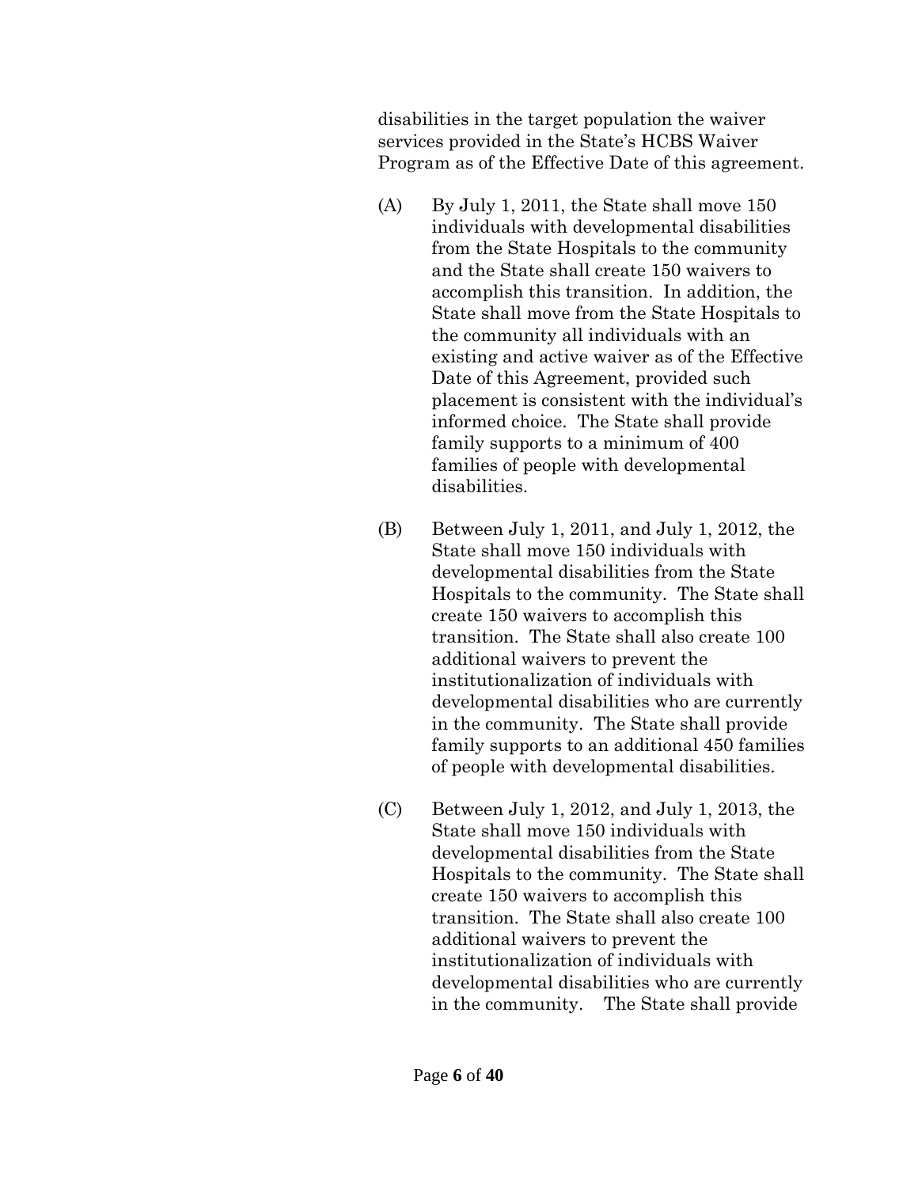disabilities in the target population the waiver services provided in the State's HCBS Waiver Program as of the Effective Date of this agreement.

(A) By July 1, 2011, the State shall move 150 individuals with developmental disabilities from the State Hospitals to the community and the State shall create 150 waivers to accomplish this transition. In addition, the State shall move from the State Hospitals to the community all individuals with an existing and active waiver as of the Effective Date of this Agreement, provided such placement is consistent with the individual's informed choice. The State shall provide family supports to a minimum of 400 families of people with developmental disabilities.

(B) Between July 1, 2011, and July 1, 2012, the State shall move 150 individuals with developmental disabilities from the State Hospitals to the community. The State shall create 150 waivers to accomplish this transition. The State shall also create 100 additional waivers to prevent the institutionalization of individuals with developmental disabilities who are currently in the community. The State shall provide family supports to an additional 450 families of people with developmental disabilities.

(C) Between July 1, 2012, and July 1, 2013, the State shall move 150 individuals with developmental disabilities from the State Hospitals to the community. The State shall create 150 waivers to accomplish this transition. The State shall also create 100 additional waivers to prevent the institutionalization of individuals with developmental disabilities who are currently in the community. The State shall provide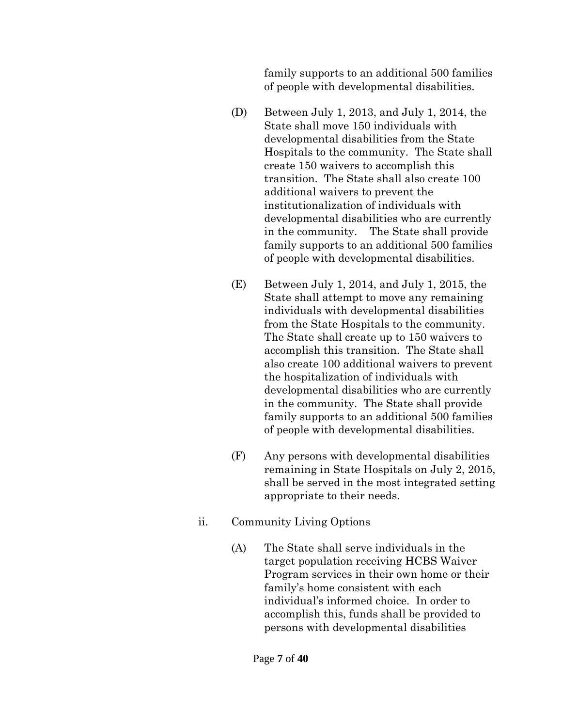family supports to an additional 500 families of people with developmental disabilities.

(D) Between July 1, 2013, and July 1, 2014, the State shall move 150 individuals with developmental disabilities from the State Hospitals to the community. The State shall create 150 waivers to accomplish this transition. The State shall also create 100 additional waivers to prevent the institutionalization of individuals with developmental disabilities who are currently in the community. The State shall provide family supports to an additional 500 families of people with developmental disabilities.

(E) Between July 1, 2014, and July 1, 2015, the State shall attempt to move any remaining individuals with developmental disabilities from the State Hospitals to the community. The State shall create up to 150 waivers to accomplish this transition. The State shall also create 100 additional waivers to prevent the hospitalization of individuals with developmental disabilities who are currently in the community. The State shall provide family supports to an additional 500 families of people with developmental disabilities.

(F) Any persons with developmental disabilities remaining in State Hospitals on July 2, 2015, shall be served in the most integrated setting appropriate to their needs.

ii. Community Living Options

(A) The State shall serve individuals in the target population receiving HCBS Waiver Program services in their own home or their family's home consistent with each individual's informed choice. In order to accomplish this, funds shall be provided to persons with developmental disabilities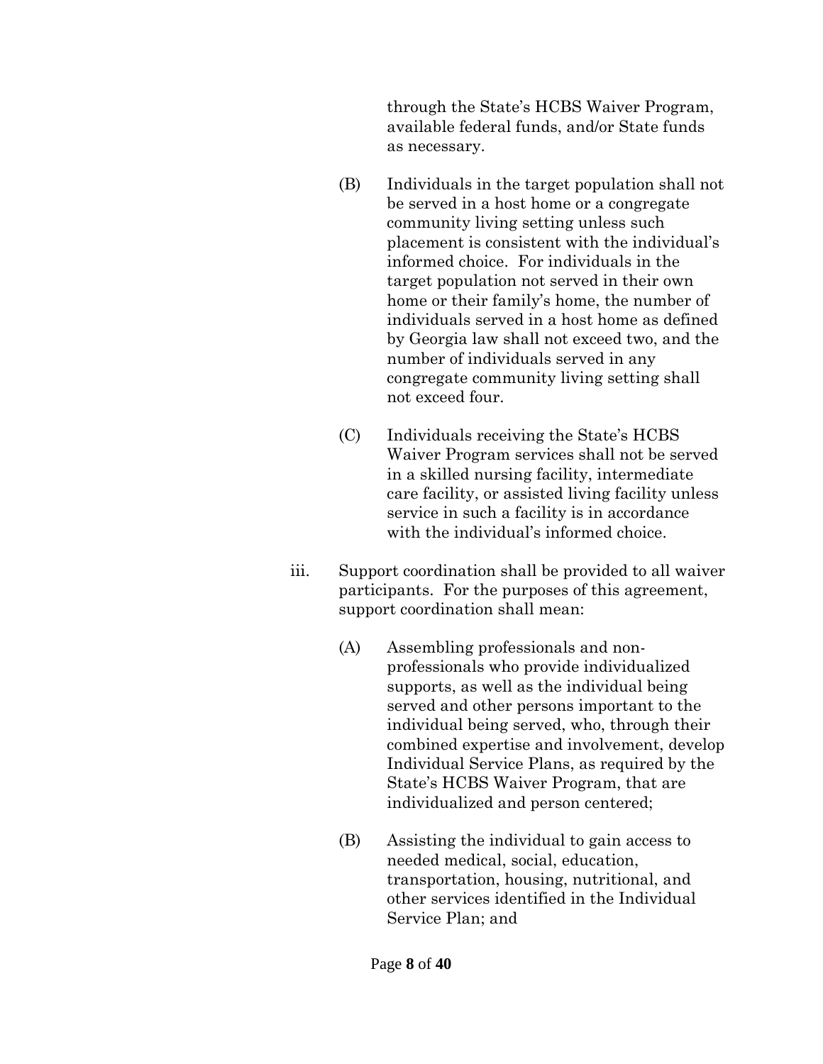through the State's HCBS Waiver Program, available federal funds, and/or State funds as necessary.

(B) Individuals in the target population shall not be served in a host home or a congregate community living setting unless such placement is consistent with the individual's informed choice. For individuals in the target population not served in their own home or their family's home, the number of individuals served in a host home as defined by Georgia law shall not exceed two, and the number of individuals served in any congregate community living setting shall not exceed four.

(C) Individuals receiving the State's HCBS Waiver Program services shall not be served in a skilled nursing facility, intermediate care facility, or assisted living facility unless service in such a facility is in accordance with the individual's informed choice.

iii. Support coordination shall be provided to all waiver participants. For the purposes of this agreement, support coordination shall mean:

(A) Assembling professionals and non-professionals who provide individualized supports, as well as the individual being served and other persons important to the individual being served, who, through their combined expertise and involvement, develop Individual Service Plans, as required by the State's HCBS Waiver Program, that are individualized and person centered;

(B) Assisting the individual to gain access to needed medical, social, education, transportation, housing, nutritional, and other services identified in the Individual Service Plan; and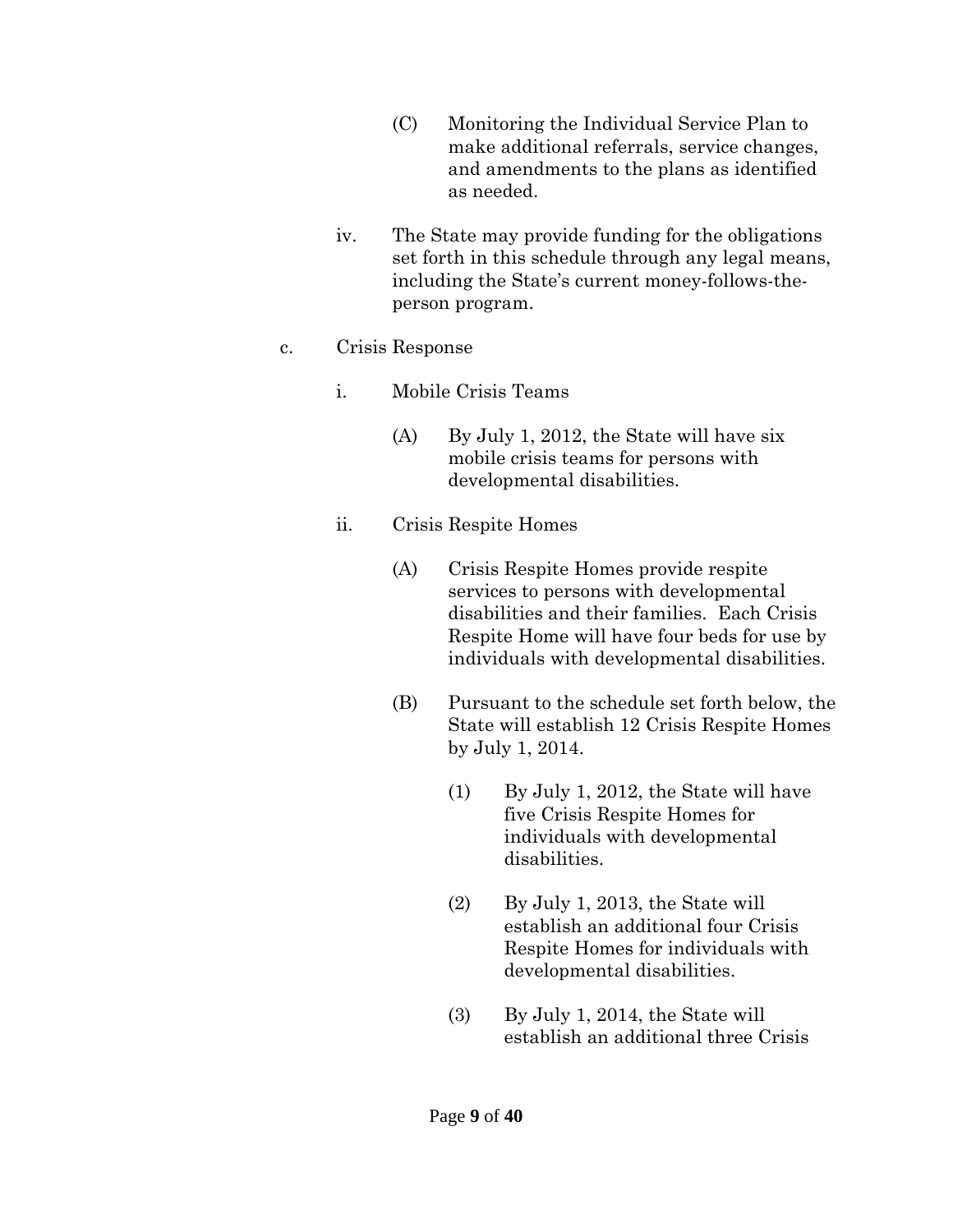(C) Monitoring the Individual Service Plan to make additional referrals, service changes, and amendments to the plans as identified as needed.

iv. The State may provide funding for the obligations set forth in this schedule through any legal means, including the State's current money-follows-the-person program.

c. Crisis Response

i. Mobile Crisis Teams

(A) By July 1, 2012, the State will have six mobile crisis teams for persons with developmental disabilities.

ii. Crisis Respite Homes

(A) Crisis Respite Homes provide respite services to persons with developmental disabilities and their families. Each Crisis Respite Home will have four beds for use by individuals with developmental disabilities.

(B) Pursuant to the schedule set forth below, the State will establish 12 Crisis Respite Homes by July 1, 2014.

(1) By July 1, 2012, the State will have five Crisis Respite Homes for individuals with developmental disabilities.

(2) By July 1, 2013, the State will establish an additional four Crisis Respite Homes for individuals with developmental disabilities.

(3) By July 1, 2014, the State will establish an additional three Crisis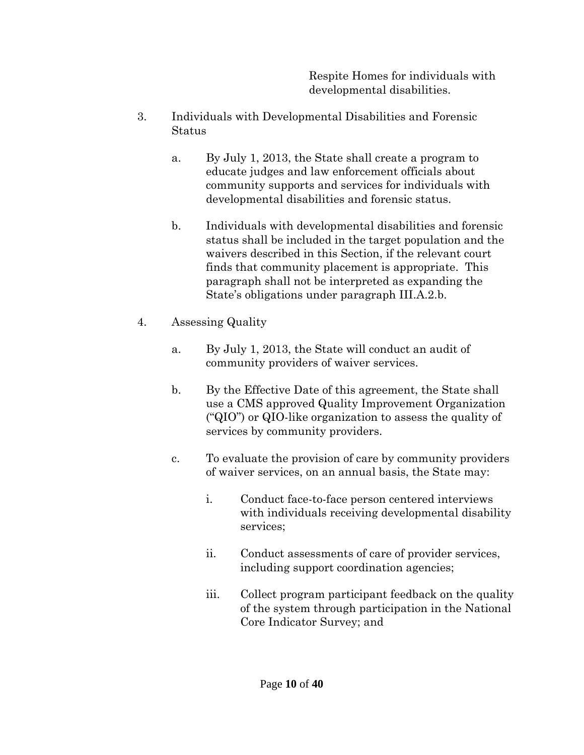Respite Homes for individuals with developmental disabilities.

3. Individuals with Developmental Disabilities and Forensic Status

   a. By July 1, 2013, the State shall create a program to educate judges and law enforcement officials about community supports and services for individuals with developmental disabilities and forensic status.

   b. Individuals with developmental disabilities and forensic status shall be included in the target population and the waivers described in this Section, if the relevant court finds that community placement is appropriate. This paragraph shall not be interpreted as expanding the State's obligations under paragraph III.A.2.b.

4. Assessing Quality

   a. By July 1, 2013, the State will conduct an audit of community providers of waiver services.

   b. By the Effective Date of this agreement, the State shall use a CMS approved Quality Improvement Organization ("QIO") or QIO-like organization to assess the quality of services by community providers.

   c. To evaluate the provision of care by community providers of waiver services, on an annual basis, the State may:

      i. Conduct face-to-face person centered interviews with individuals receiving developmental disability services;

      ii. Conduct assessments of care of provider services, including support coordination agencies;

      iii. Collect program participant feedback on the quality of the system through participation in the National Core Indicator Survey; and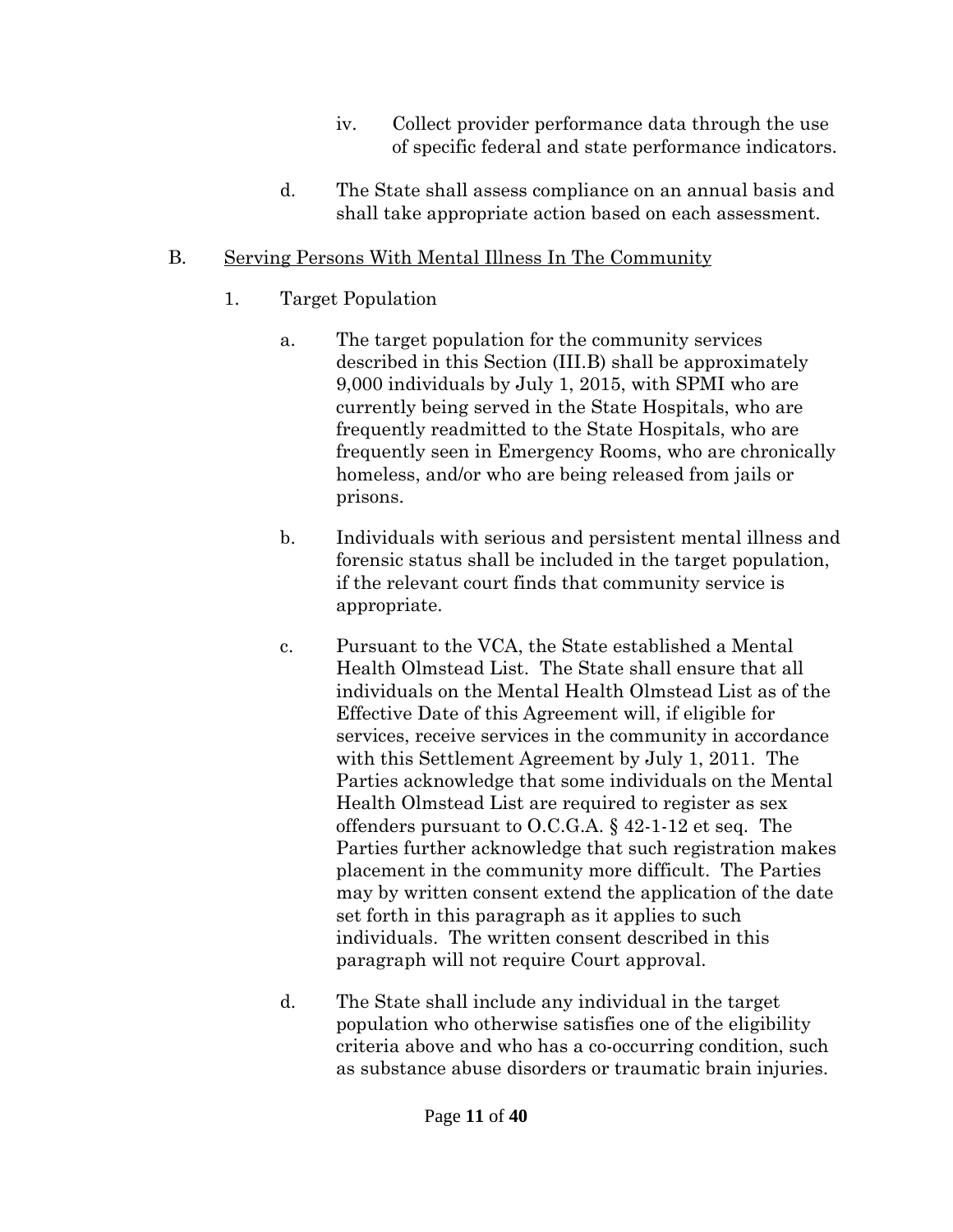iv. Collect provider performance data through the use of specific federal and state performance indicators.

  d. The State shall assess compliance on an annual basis and shall take appropriate action based on each assessment.

B. <u>Serving Persons With Mental Illness In The Community</u>

  1. Target Population

    a. The target population for the community services described in this Section (III.B) shall be approximately 9,000 individuals by July 1, 2015, with SPMI who are currently being served in the State Hospitals, who are frequently readmitted to the State Hospitals, who are frequently seen in Emergency Rooms, who are chronically homeless, and/or who are being released from jails or prisons.

    b. Individuals with serious and persistent mental illness and forensic status shall be included in the target population, if the relevant court finds that community service is appropriate.

    c. Pursuant to the VCA, the State established a Mental Health Olmstead List. The State shall ensure that all individuals on the Mental Health Olmstead List as of the Effective Date of this Agreement will, if eligible for services, receive services in the community in accordance with this Settlement Agreement by July 1, 2011. The Parties acknowledge that some individuals on the Mental Health Olmstead List are required to register as sex offenders pursuant to O.C.G.A. § 42-1-12 et seq. The Parties further acknowledge that such registration makes placement in the community more difficult. The Parties may by written consent extend the application of the date set forth in this paragraph as it applies to such individuals. The written consent described in this paragraph will not require Court approval.

    d. The State shall include any individual in the target population who otherwise satisfies one of the eligibility criteria above and who has a co-occurring condition, such as substance abuse disorders or traumatic brain injuries.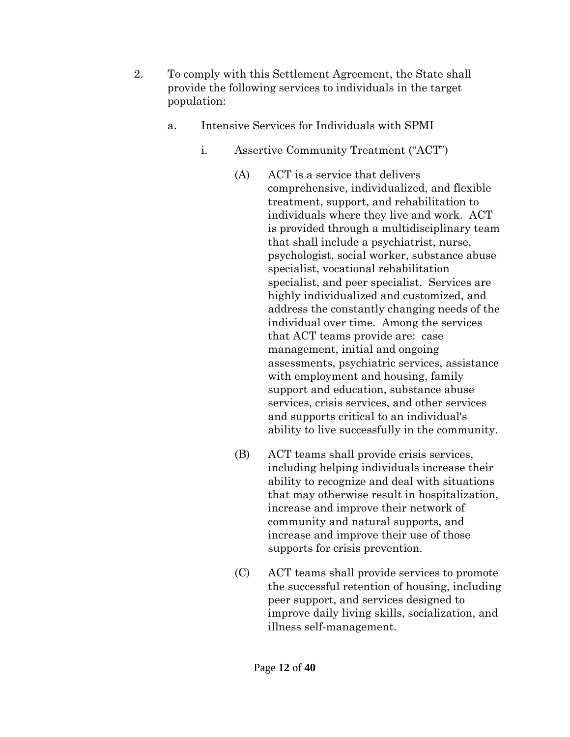2. To comply with this Settlement Agreement, the State shall provide the following services to individuals in the target population:

   a. Intensive Services for Individuals with SPMI

      i. Assertive Community Treatment ("ACT")

         (A) ACT is a service that delivers comprehensive, individualized, and flexible treatment, support, and rehabilitation to individuals where they live and work. ACT is provided through a multidisciplinary team that shall include a psychiatrist, nurse, psychologist, social worker, substance abuse specialist, vocational rehabilitation specialist, and peer specialist. Services are highly individualized and customized, and address the constantly changing needs of the individual over time. Among the services that ACT teams provide are: case management, initial and ongoing assessments, psychiatric services, assistance with employment and housing, family support and education, substance abuse services, crisis services, and other services and supports critical to an individual's ability to live successfully in the community.

         (B) ACT teams shall provide crisis services, including helping individuals increase their ability to recognize and deal with situations that may otherwise result in hospitalization, increase and improve their network of community and natural supports, and increase and improve their use of those supports for crisis prevention.

         (C) ACT teams shall provide services to promote the successful retention of housing, including peer support, and services designed to improve daily living skills, socialization, and illness self-management.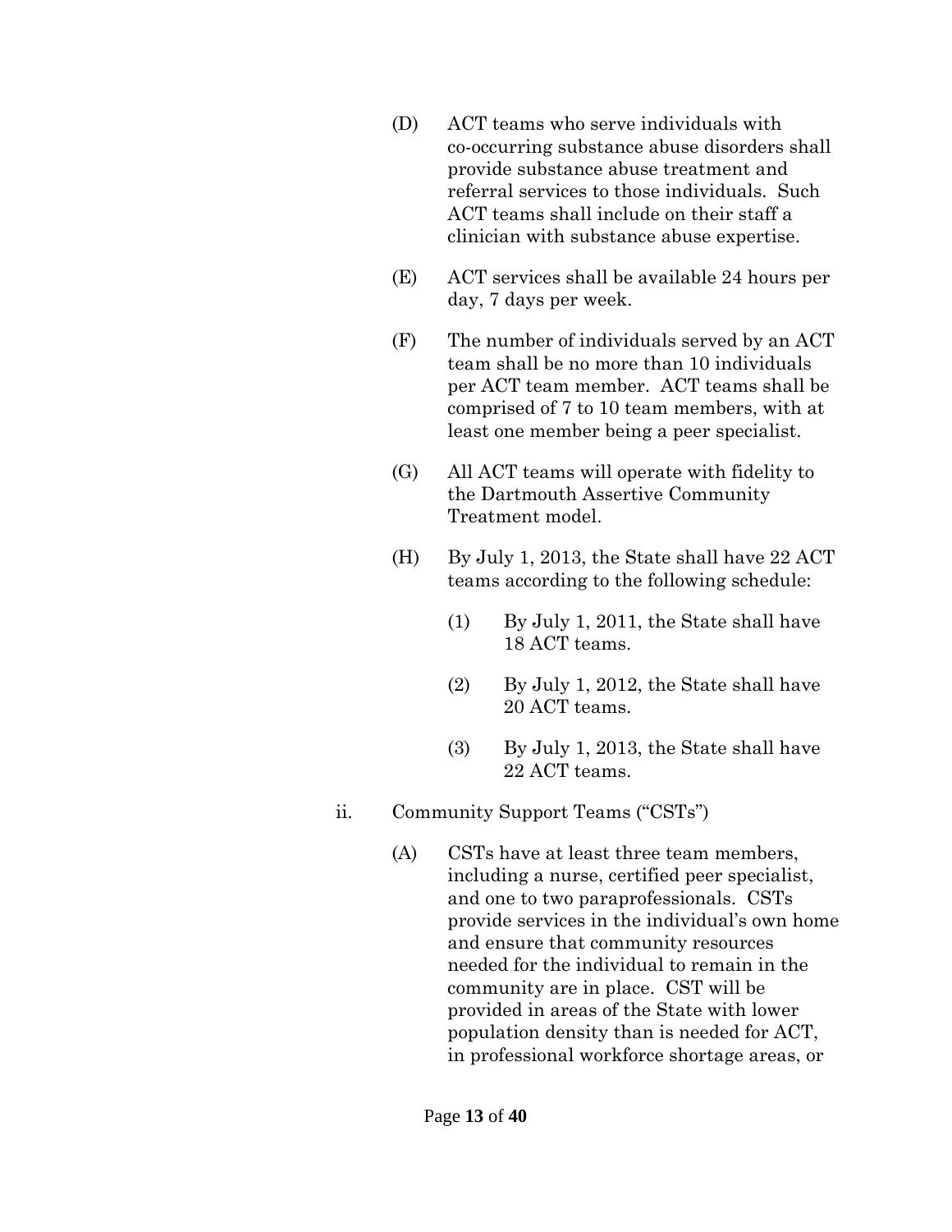(D) ACT teams who serve individuals with co-occurring substance abuse disorders shall provide substance abuse treatment and referral services to those individuals. Such ACT teams shall include on their staff a clinician with substance abuse expertise.

(E) ACT services shall be available 24 hours per day, 7 days per week.

(F) The number of individuals served by an ACT team shall be no more than 10 individuals per ACT team member. ACT teams shall be comprised of 7 to 10 team members, with at least one member being a peer specialist.

(G) All ACT teams will operate with fidelity to the Dartmouth Assertive Community Treatment model.

(H) By July 1, 2013, the State shall have 22 ACT teams according to the following schedule:

  (1) By July 1, 2011, the State shall have 18 ACT teams.

  (2) By July 1, 2012, the State shall have 20 ACT teams.

  (3) By July 1, 2013, the State shall have 22 ACT teams.

ii. Community Support Teams ("CSTs")

(A) CSTs have at least three team members, including a nurse, certified peer specialist, and one to two paraprofessionals. CSTs provide services in the individual's own home and ensure that community resources needed for the individual to remain in the community are in place. CST will be provided in areas of the State with lower population density than is needed for ACT, in professional workforce shortage areas, or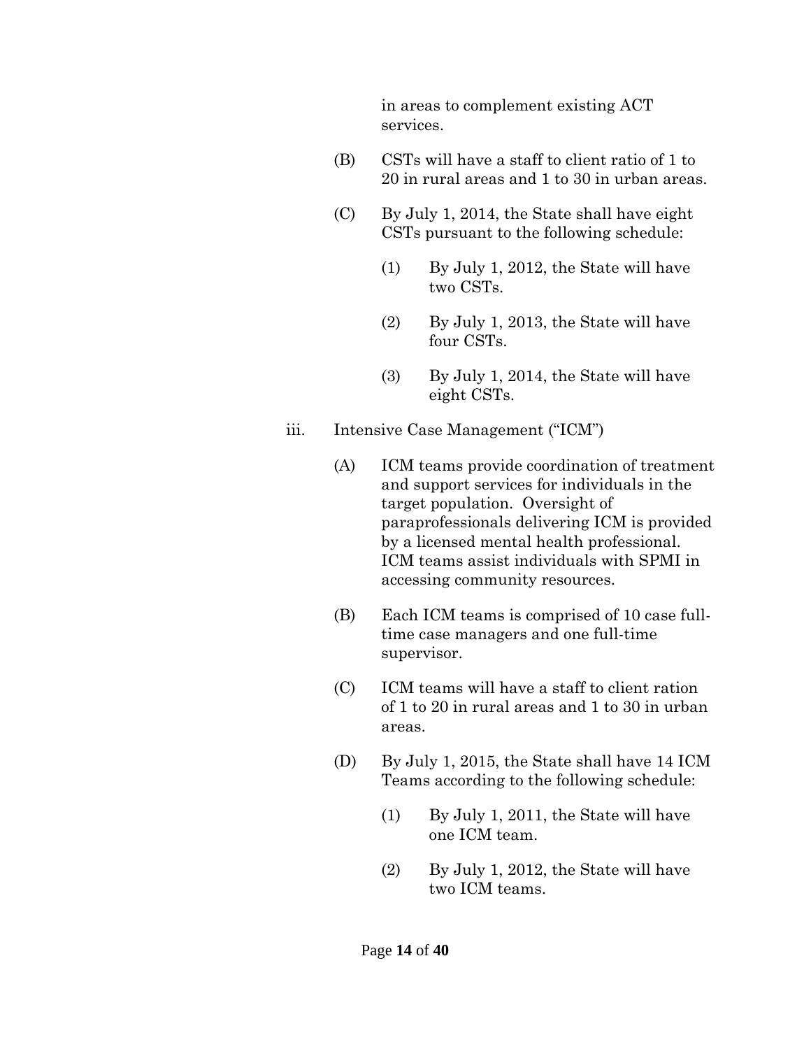in areas to complement existing ACT services.

(B) CSTs will have a staff to client ratio of 1 to 20 in rural areas and 1 to 30 in urban areas.

(C) By July 1, 2014, the State shall have eight CSTs pursuant to the following schedule:

(1) By July 1, 2012, the State will have two CSTs.

(2) By July 1, 2013, the State will have four CSTs.

(3) By July 1, 2014, the State will have eight CSTs.

iii. Intensive Case Management ("ICM")

(A) ICM teams provide coordination of treatment and support services for individuals in the target population. Oversight of paraprofessionals delivering ICM is provided by a licensed mental health professional. ICM teams assist individuals with SPMI in accessing community resources.

(B) Each ICM teams is comprised of 10 case full-time case managers and one full-time supervisor.

(C) ICM teams will have a staff to client ration of 1 to 20 in rural areas and 1 to 30 in urban areas.

(D) By July 1, 2015, the State shall have 14 ICM Teams according to the following schedule:

(1) By July 1, 2011, the State will have one ICM team.

(2) By July 1, 2012, the State will have two ICM teams.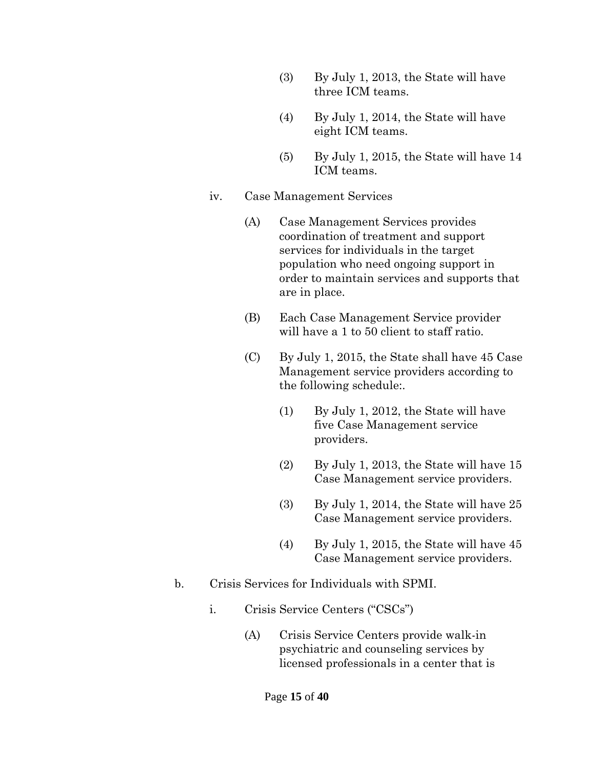(3) By July 1, 2013, the State will have three ICM teams.

(4) By July 1, 2014, the State will have eight ICM teams.

(5) By July 1, 2015, the State will have 14 ICM teams.

iv. Case Management Services

(A) Case Management Services provides coordination of treatment and support services for individuals in the target population who need ongoing support in order to maintain services and supports that are in place.

(B) Each Case Management Service provider will have a 1 to 50 client to staff ratio.

(C) By July 1, 2015, the State shall have 45 Case Management service providers according to the following schedule:.

(1) By July 1, 2012, the State will have five Case Management service providers.

(2) By July 1, 2013, the State will have 15 Case Management service providers.

(3) By July 1, 2014, the State will have 25 Case Management service providers.

(4) By July 1, 2015, the State will have 45 Case Management service providers.

b. Crisis Services for Individuals with SPMI.

i. Crisis Service Centers ("CSCs")

(A) Crisis Service Centers provide walk-in psychiatric and counseling services by licensed professionals in a center that is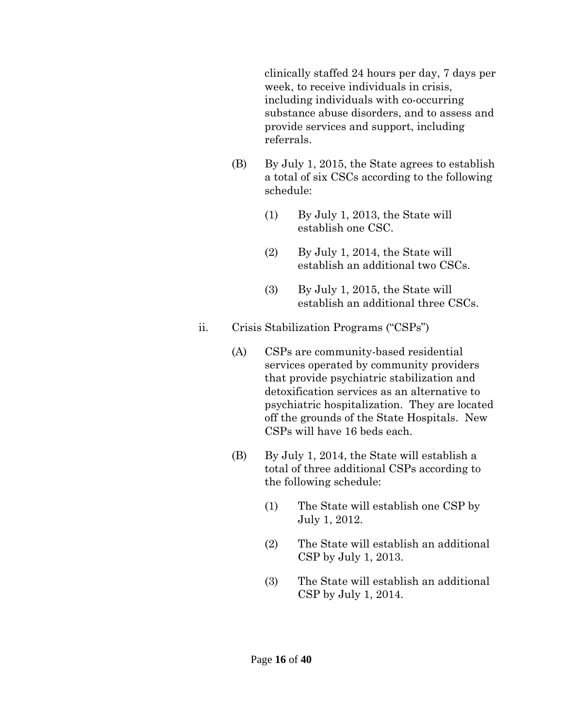clinically staffed 24 hours per day, 7 days per week, to receive individuals in crisis, including individuals with co-occurring substance abuse disorders, and to assess and provide services and support, including referrals.

(B) By July 1, 2015, the State agrees to establish a total of six CSCs according to the following schedule:

(1) By July 1, 2013, the State will establish one CSC.

(2) By July 1, 2014, the State will establish an additional two CSCs.

(3) By July 1, 2015, the State will establish an additional three CSCs.

ii. Crisis Stabilization Programs ("CSPs")

(A) CSPs are community-based residential services operated by community providers that provide psychiatric stabilization and detoxification services as an alternative to psychiatric hospitalization. They are located off the grounds of the State Hospitals. New CSPs will have 16 beds each.

(B) By July 1, 2014, the State will establish a total of three additional CSPs according to the following schedule:

(1) The State will establish one CSP by July 1, 2012.

(2) The State will establish an additional CSP by July 1, 2013.

(3) The State will establish an additional CSP by July 1, 2014.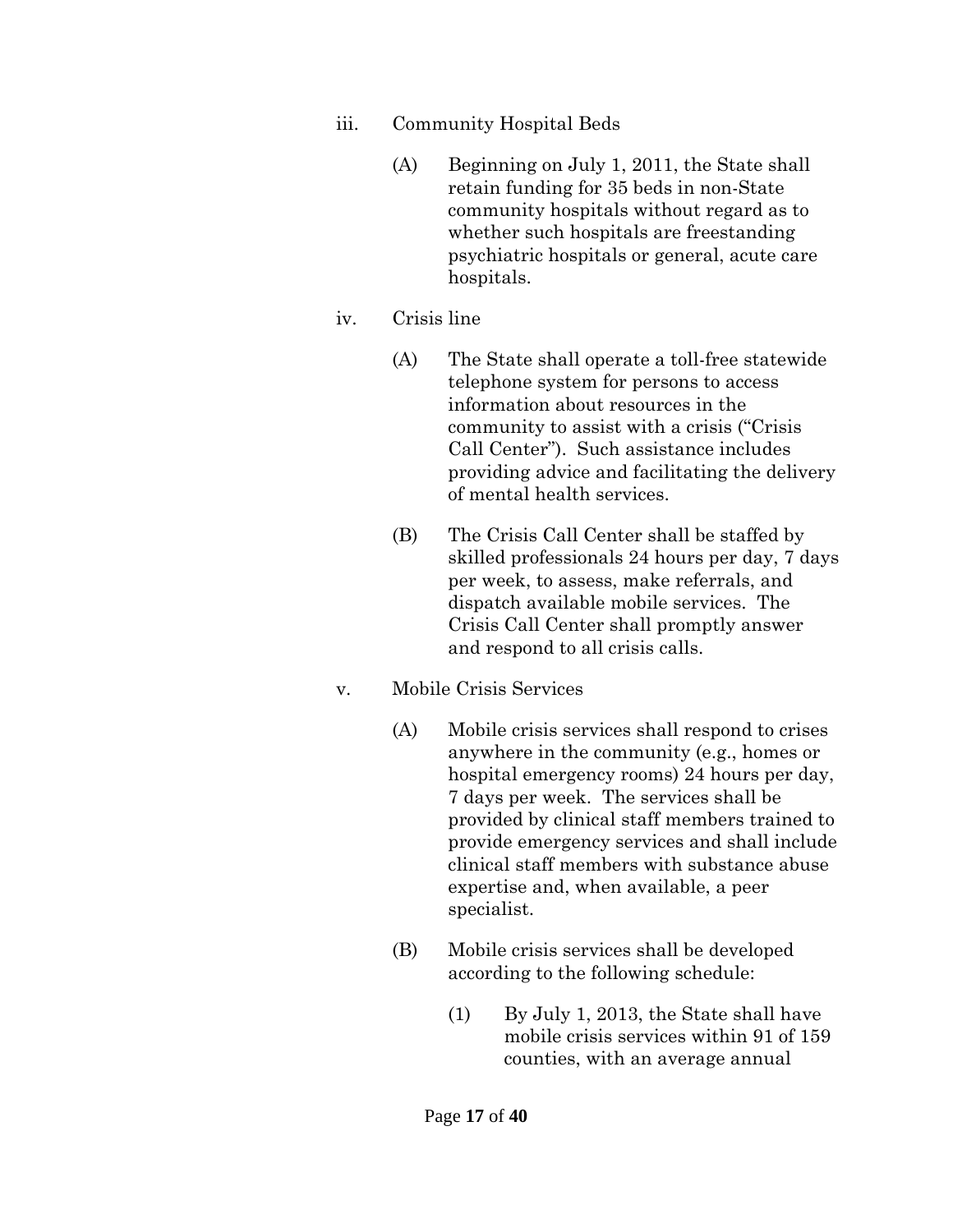iii. Community Hospital Beds

   (A) Beginning on July 1, 2011, the State shall retain funding for 35 beds in non-State community hospitals without regard as to whether such hospitals are freestanding psychiatric hospitals or general, acute care hospitals.

iv. Crisis line

   (A) The State shall operate a toll-free statewide telephone system for persons to access information about resources in the community to assist with a crisis ("Crisis Call Center"). Such assistance includes providing advice and facilitating the delivery of mental health services.

   (B) The Crisis Call Center shall be staffed by skilled professionals 24 hours per day, 7 days per week, to assess, make referrals, and dispatch available mobile services. The Crisis Call Center shall promptly answer and respond to all crisis calls.

v. Mobile Crisis Services

   (A) Mobile crisis services shall respond to crises anywhere in the community (e.g., homes or hospital emergency rooms) 24 hours per day, 7 days per week. The services shall be provided by clinical staff members trained to provide emergency services and shall include clinical staff members with substance abuse expertise and, when available, a peer specialist.

   (B) Mobile crisis services shall be developed according to the following schedule:

      (1) By July 1, 2013, the State shall have mobile crisis services within 91 of 159 counties, with an average annual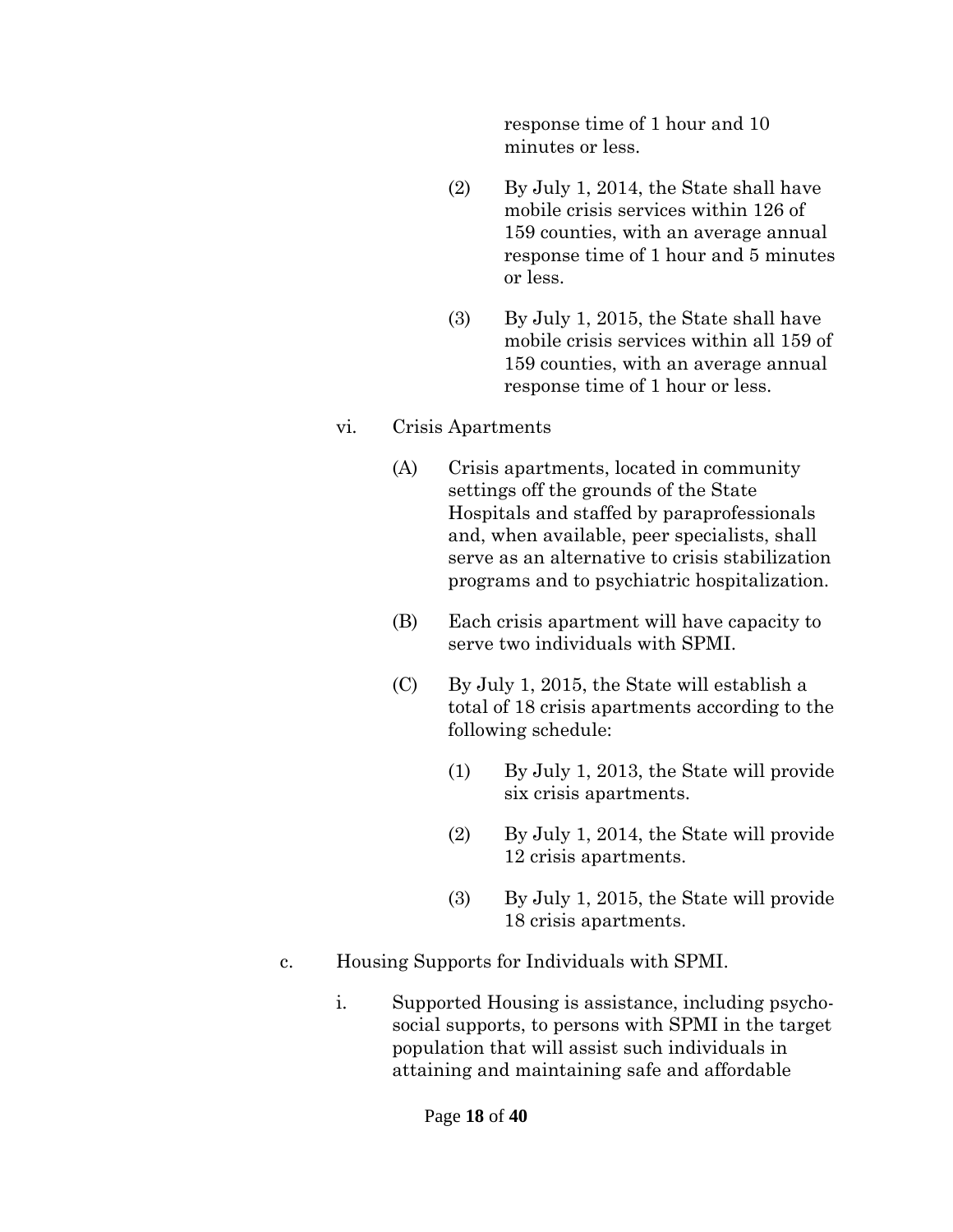response time of 1 hour and 10 minutes or less.

(2) By July 1, 2014, the State shall have mobile crisis services within 126 of 159 counties, with an average annual response time of 1 hour and 5 minutes or less.

(3) By July 1, 2015, the State shall have mobile crisis services within all 159 of 159 counties, with an average annual response time of 1 hour or less.

vi. Crisis Apartments

(A) Crisis apartments, located in community settings off the grounds of the State Hospitals and staffed by paraprofessionals and, when available, peer specialists, shall serve as an alternative to crisis stabilization programs and to psychiatric hospitalization.

(B) Each crisis apartment will have capacity to serve two individuals with SPMI.

(C) By July 1, 2015, the State will establish a total of 18 crisis apartments according to the following schedule:

(1) By July 1, 2013, the State will provide six crisis apartments.

(2) By July 1, 2014, the State will provide 12 crisis apartments.

(3) By July 1, 2015, the State will provide 18 crisis apartments.

c. Housing Supports for Individuals with SPMI.

i. Supported Housing is assistance, including psycho-social supports, to persons with SPMI in the target population that will assist such individuals in attaining and maintaining safe and affordable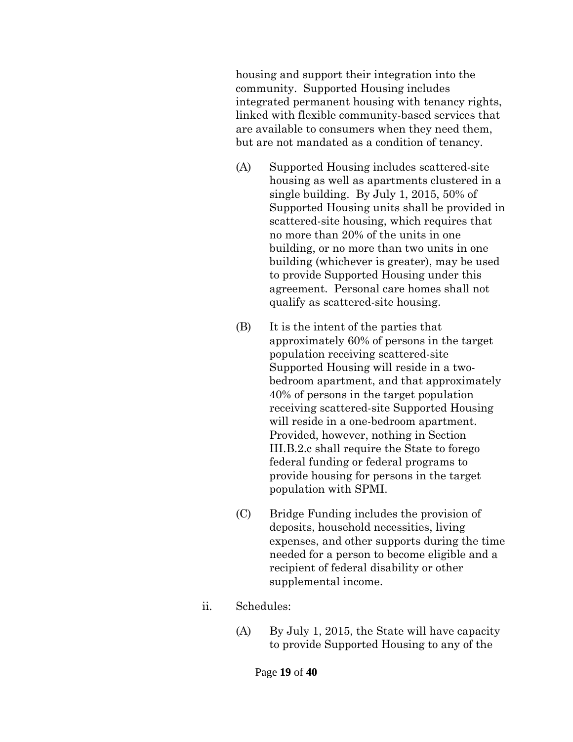housing and support their integration into the community. Supported Housing includes integrated permanent housing with tenancy rights, linked with flexible community-based services that are available to consumers when they need them, but are not mandated as a condition of tenancy.

(A) Supported Housing includes scattered-site housing as well as apartments clustered in a single building. By July 1, 2015, 50% of Supported Housing units shall be provided in scattered-site housing, which requires that no more than 20% of the units in one building, or no more than two units in one building (whichever is greater), may be used to provide Supported Housing under this agreement. Personal care homes shall not qualify as scattered-site housing.

(B) It is the intent of the parties that approximately 60% of persons in the target population receiving scattered-site Supported Housing will reside in a two-bedroom apartment, and that approximately 40% of persons in the target population receiving scattered-site Supported Housing will reside in a one-bedroom apartment. Provided, however, nothing in Section III.B.2.c shall require the State to forego federal funding or federal programs to provide housing for persons in the target population with SPMI.

(C) Bridge Funding includes the provision of deposits, household necessities, living expenses, and other supports during the time needed for a person to become eligible and a recipient of federal disability or other supplemental income.

ii. Schedules:

(A) By July 1, 2015, the State will have capacity to provide Supported Housing to any of the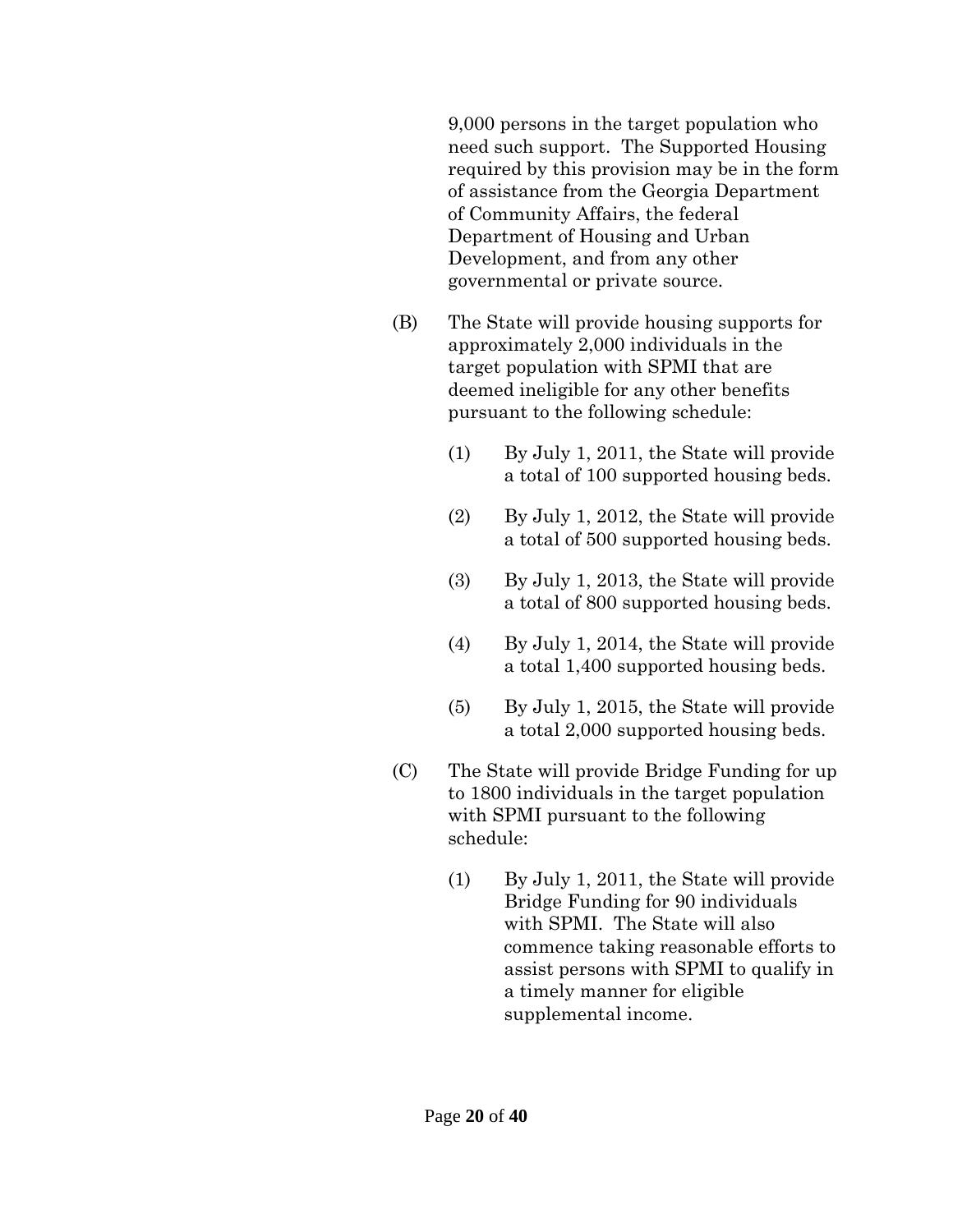9,000 persons in the target population who need such support. The Supported Housing required by this provision may be in the form of assistance from the Georgia Department of Community Affairs, the federal Department of Housing and Urban Development, and from any other governmental or private source.

(B) The State will provide housing supports for approximately 2,000 individuals in the target population with SPMI that are deemed ineligible for any other benefits pursuant to the following schedule:

(1) By July 1, 2011, the State will provide a total of 100 supported housing beds.

(2) By July 1, 2012, the State will provide a total of 500 supported housing beds.

(3) By July 1, 2013, the State will provide a total of 800 supported housing beds.

(4) By July 1, 2014, the State will provide a total 1,400 supported housing beds.

(5) By July 1, 2015, the State will provide a total 2,000 supported housing beds.

(C) The State will provide Bridge Funding for up to 1800 individuals in the target population with SPMI pursuant to the following schedule:

(1) By July 1, 2011, the State will provide Bridge Funding for 90 individuals with SPMI. The State will also commence taking reasonable efforts to assist persons with SPMI to qualify in a timely manner for eligible supplemental income.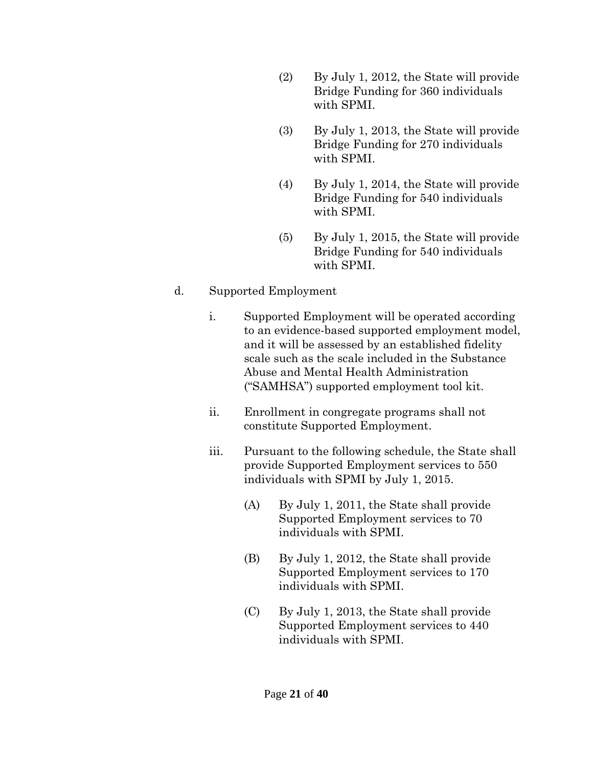(2) By July 1, 2012, the State will provide Bridge Funding for 360 individuals with SPMI.

(3) By July 1, 2013, the State will provide Bridge Funding for 270 individuals with SPMI.

(4) By July 1, 2014, the State will provide Bridge Funding for 540 individuals with SPMI.

(5) By July 1, 2015, the State will provide Bridge Funding for 540 individuals with SPMI.

d. Supported Employment

i. Supported Employment will be operated according to an evidence-based supported employment model, and it will be assessed by an established fidelity scale such as the scale included in the Substance Abuse and Mental Health Administration ("SAMHSA") supported employment tool kit.

ii. Enrollment in congregate programs shall not constitute Supported Employment.

iii. Pursuant to the following schedule, the State shall provide Supported Employment services to 550 individuals with SPMI by July 1, 2015.

(A) By July 1, 2011, the State shall provide Supported Employment services to 70 individuals with SPMI.

(B) By July 1, 2012, the State shall provide Supported Employment services to 170 individuals with SPMI.

(C) By July 1, 2013, the State shall provide Supported Employment services to 440 individuals with SPMI.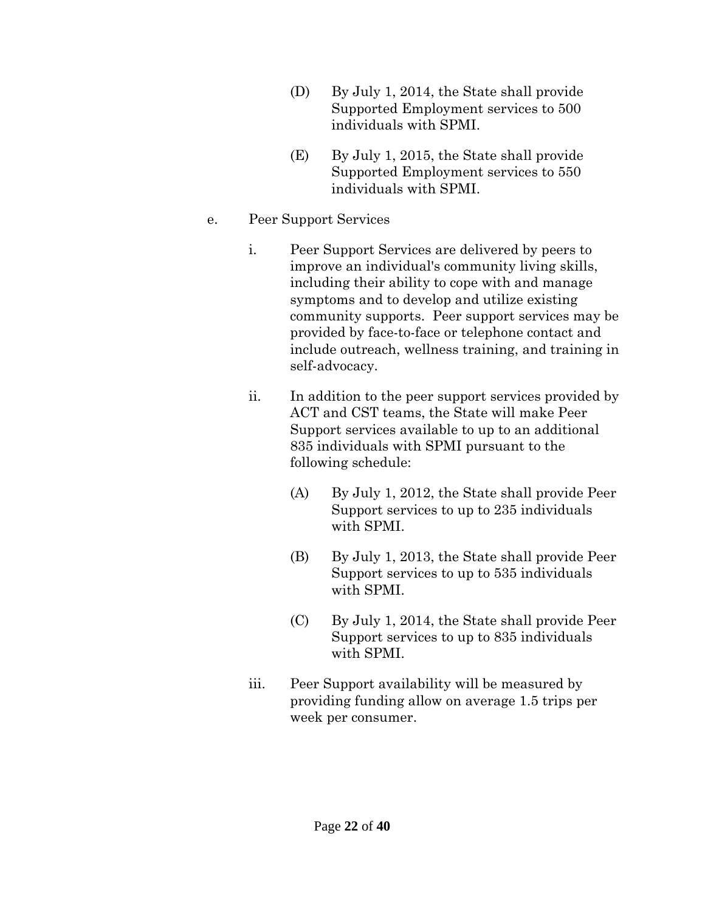(D) By July 1, 2014, the State shall provide Supported Employment services to 500 individuals with SPMI.

(E) By July 1, 2015, the State shall provide Supported Employment services to 550 individuals with SPMI.

e. Peer Support Services

i. Peer Support Services are delivered by peers to improve an individual's community living skills, including their ability to cope with and manage symptoms and to develop and utilize existing community supports. Peer support services may be provided by face-to-face or telephone contact and include outreach, wellness training, and training in self-advocacy.

ii. In addition to the peer support services provided by ACT and CST teams, the State will make Peer Support services available to up to an additional 835 individuals with SPMI pursuant to the following schedule:

(A) By July 1, 2012, the State shall provide Peer Support services to up to 235 individuals with SPMI.

(B) By July 1, 2013, the State shall provide Peer Support services to up to 535 individuals with SPMI.

(C) By July 1, 2014, the State shall provide Peer Support services to up to 835 individuals with SPMI.

iii. Peer Support availability will be measured by providing funding allow on average 1.5 trips per week per consumer.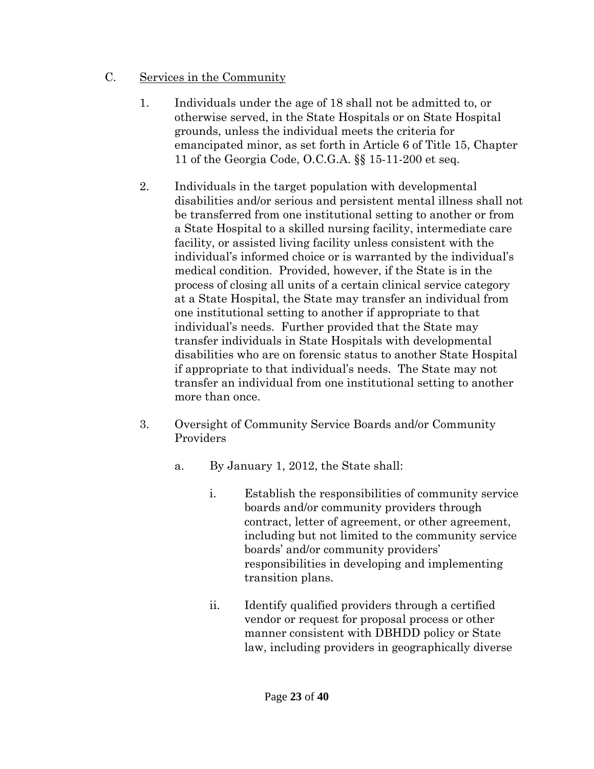C. <u>Services in the Community</u>

1. Individuals under the age of 18 shall not be admitted to, or otherwise served, in the State Hospitals or on State Hospital grounds, unless the individual meets the criteria for emancipated minor, as set forth in Article 6 of Title 15, Chapter 11 of the Georgia Code, O.C.G.A. §§ 15-11-200 et seq.

2. Individuals in the target population with developmental disabilities and/or serious and persistent mental illness shall not be transferred from one institutional setting to another or from a State Hospital to a skilled nursing facility, intermediate care facility, or assisted living facility unless consistent with the individual's informed choice or is warranted by the individual's medical condition. Provided, however, if the State is in the process of closing all units of a certain clinical service category at a State Hospital, the State may transfer an individual from one institutional setting to another if appropriate to that individual's needs. Further provided that the State may transfer individuals in State Hospitals with developmental disabilities who are on forensic status to another State Hospital if appropriate to that individual's needs. The State may not transfer an individual from one institutional setting to another more than once.

3. Oversight of Community Service Boards and/or Community Providers

   a. By January 1, 2012, the State shall:

      i. Establish the responsibilities of community service boards and/or community providers through contract, letter of agreement, or other agreement, including but not limited to the community service boards' and/or community providers' responsibilities in developing and implementing transition plans.

      ii. Identify qualified providers through a certified vendor or request for proposal process or other manner consistent with DBHDD policy or State law, including providers in geographically diverse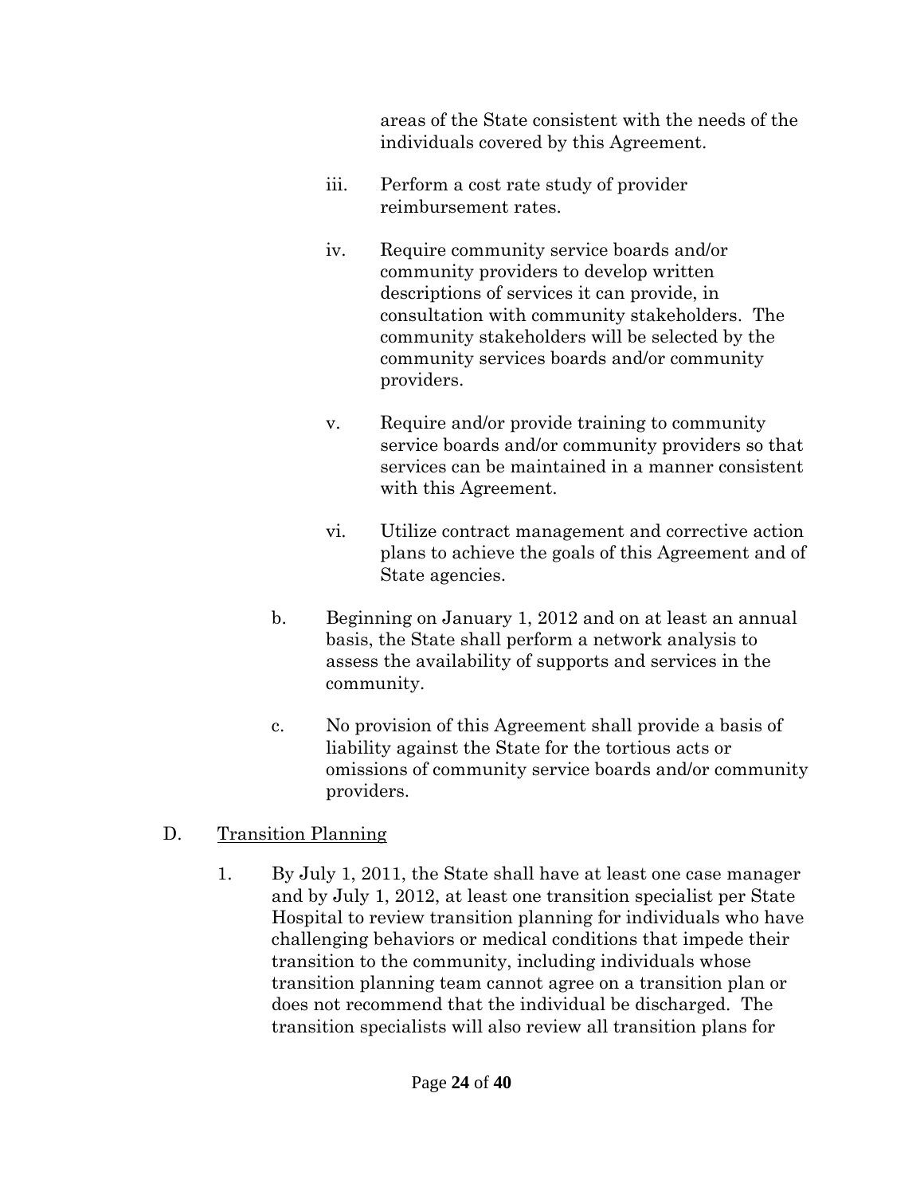areas of the State consistent with the needs of the individuals covered by this Agreement.

iii. Perform a cost rate study of provider reimbursement rates.

iv. Require community service boards and/or community providers to develop written descriptions of services it can provide, in consultation with community stakeholders. The community stakeholders will be selected by the community services boards and/or community providers.

v. Require and/or provide training to community service boards and/or community providers so that services can be maintained in a manner consistent with this Agreement.

vi. Utilize contract management and corrective action plans to achieve the goals of this Agreement and of State agencies.

b. Beginning on January 1, 2012 and on at least an annual basis, the State shall perform a network analysis to assess the availability of supports and services in the community.

c. No provision of this Agreement shall provide a basis of liability against the State for the tortious acts or omissions of community service boards and/or community providers.

D. <u>Transition Planning</u>

1. By July 1, 2011, the State shall have at least one case manager and by July 1, 2012, at least one transition specialist per State Hospital to review transition planning for individuals who have challenging behaviors or medical conditions that impede their transition to the community, including individuals whose transition planning team cannot agree on a transition plan or does not recommend that the individual be discharged. The transition specialists will also review all transition plans for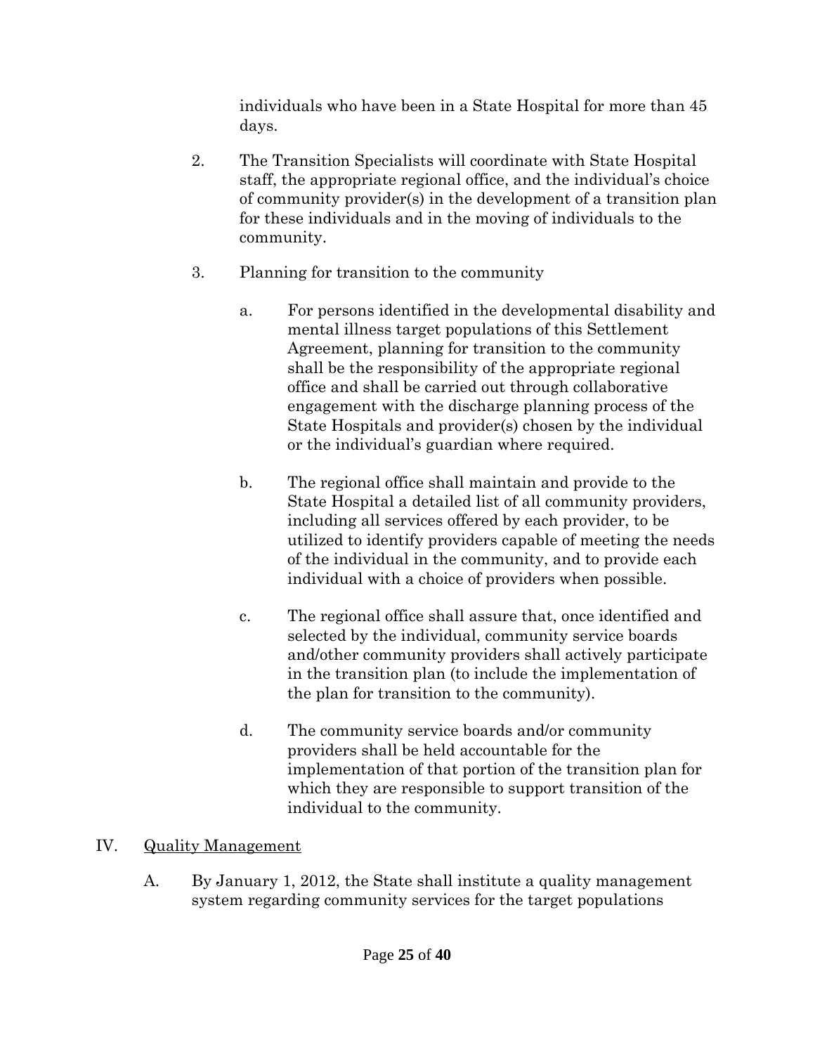individuals who have been in a State Hospital for more than 45 days.

2. The Transition Specialists will coordinate with State Hospital staff, the appropriate regional office, and the individual's choice of community provider(s) in the development of a transition plan for these individuals and in the moving of individuals to the community.

3. Planning for transition to the community

   a. For persons identified in the developmental disability and mental illness target populations of this Settlement Agreement, planning for transition to the community shall be the responsibility of the appropriate regional office and shall be carried out through collaborative engagement with the discharge planning process of the State Hospitals and provider(s) chosen by the individual or the individual's guardian where required.

   b. The regional office shall maintain and provide to the State Hospital a detailed list of all community providers, including all services offered by each provider, to be utilized to identify providers capable of meeting the needs of the individual in the community, and to provide each individual with a choice of providers when possible.

   c. The regional office shall assure that, once identified and selected by the individual, community service boards and/other community providers shall actively participate in the transition plan (to include the implementation of the plan for transition to the community).

   d. The community service boards and/or community providers shall be held accountable for the implementation of that portion of the transition plan for which they are responsible to support transition of the individual to the community.

## IV. Quality Management

A. By January 1, 2012, the State shall institute a quality management system regarding community services for the target populations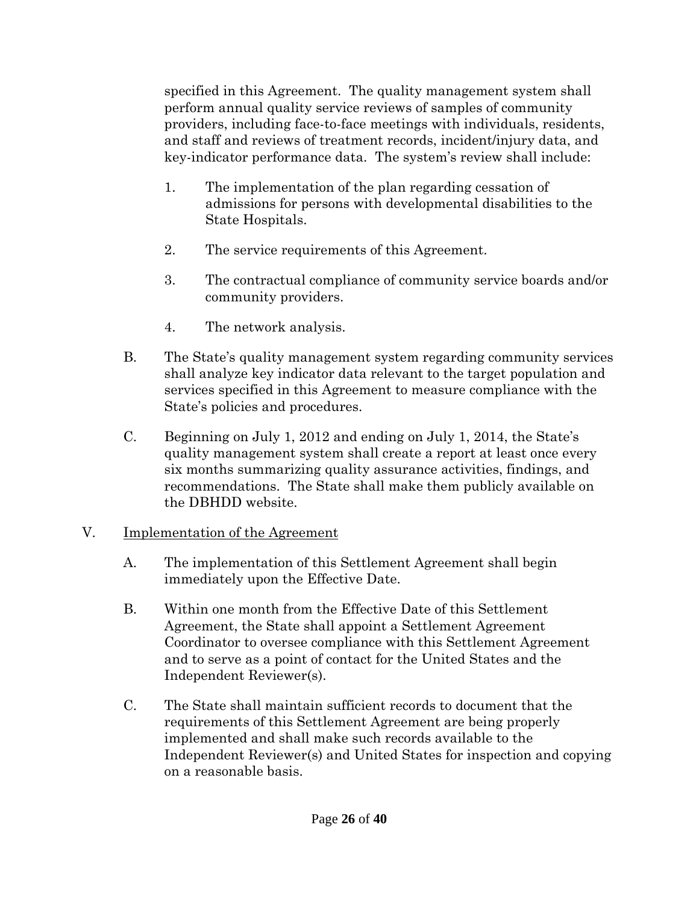specified in this Agreement. The quality management system shall perform annual quality service reviews of samples of community providers, including face-to-face meetings with individuals, residents, and staff and reviews of treatment records, incident/injury data, and key-indicator performance data. The system's review shall include:

1. The implementation of the plan regarding cessation of admissions for persons with developmental disabilities to the State Hospitals.

2. The service requirements of this Agreement.

3. The contractual compliance of community service boards and/or community providers.

4. The network analysis.

B. The State's quality management system regarding community services shall analyze key indicator data relevant to the target population and services specified in this Agreement to measure compliance with the State's policies and procedures.

C. Beginning on July 1, 2012 and ending on July 1, 2014, the State's quality management system shall create a report at least once every six months summarizing quality assurance activities, findings, and recommendations. The State shall make them publicly available on the DBHDD website.

V. <u>Implementation of the Agreement</u>

A. The implementation of this Settlement Agreement shall begin immediately upon the Effective Date.

B. Within one month from the Effective Date of this Settlement Agreement, the State shall appoint a Settlement Agreement Coordinator to oversee compliance with this Settlement Agreement and to serve as a point of contact for the United States and the Independent Reviewer(s).

C. The State shall maintain sufficient records to document that the requirements of this Settlement Agreement are being properly implemented and shall make such records available to the Independent Reviewer(s) and United States for inspection and copying on a reasonable basis.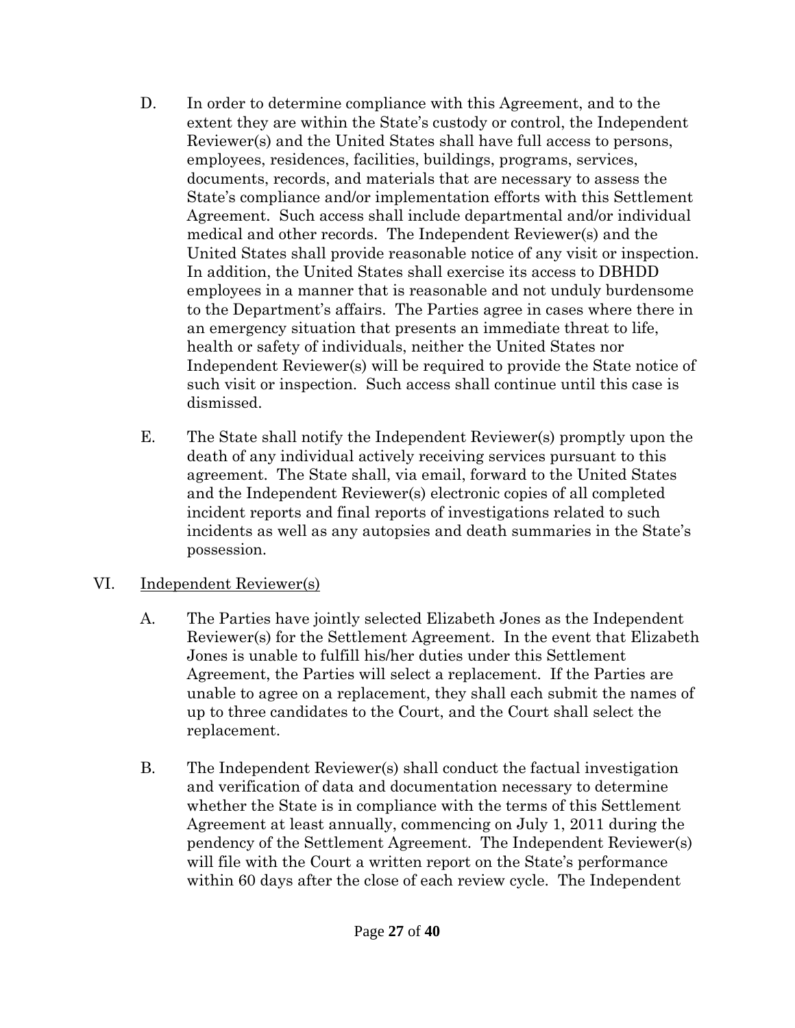D. In order to determine compliance with this Agreement, and to the extent they are within the State's custody or control, the Independent Reviewer(s) and the United States shall have full access to persons, employees, residences, facilities, buildings, programs, services, documents, records, and materials that are necessary to assess the State's compliance and/or implementation efforts with this Settlement Agreement. Such access shall include departmental and/or individual medical and other records. The Independent Reviewer(s) and the United States shall provide reasonable notice of any visit or inspection. In addition, the United States shall exercise its access to DBHDD employees in a manner that is reasonable and not unduly burdensome to the Department's affairs. The Parties agree in cases where there in an emergency situation that presents an immediate threat to life, health or safety of individuals, neither the United States nor Independent Reviewer(s) will be required to provide the State notice of such visit or inspection. Such access shall continue until this case is dismissed.

E. The State shall notify the Independent Reviewer(s) promptly upon the death of any individual actively receiving services pursuant to this agreement. The State shall, via email, forward to the United States and the Independent Reviewer(s) electronic copies of all completed incident reports and final reports of investigations related to such incidents as well as any autopsies and death summaries in the State's possession.

VI. Independent Reviewer(s)

A. The Parties have jointly selected Elizabeth Jones as the Independent Reviewer(s) for the Settlement Agreement. In the event that Elizabeth Jones is unable to fulfill his/her duties under this Settlement Agreement, the Parties will select a replacement. If the Parties are unable to agree on a replacement, they shall each submit the names of up to three candidates to the Court, and the Court shall select the replacement.

B. The Independent Reviewer(s) shall conduct the factual investigation and verification of data and documentation necessary to determine whether the State is in compliance with the terms of this Settlement Agreement at least annually, commencing on July 1, 2011 during the pendency of the Settlement Agreement. The Independent Reviewer(s) will file with the Court a written report on the State's performance within 60 days after the close of each review cycle. The Independent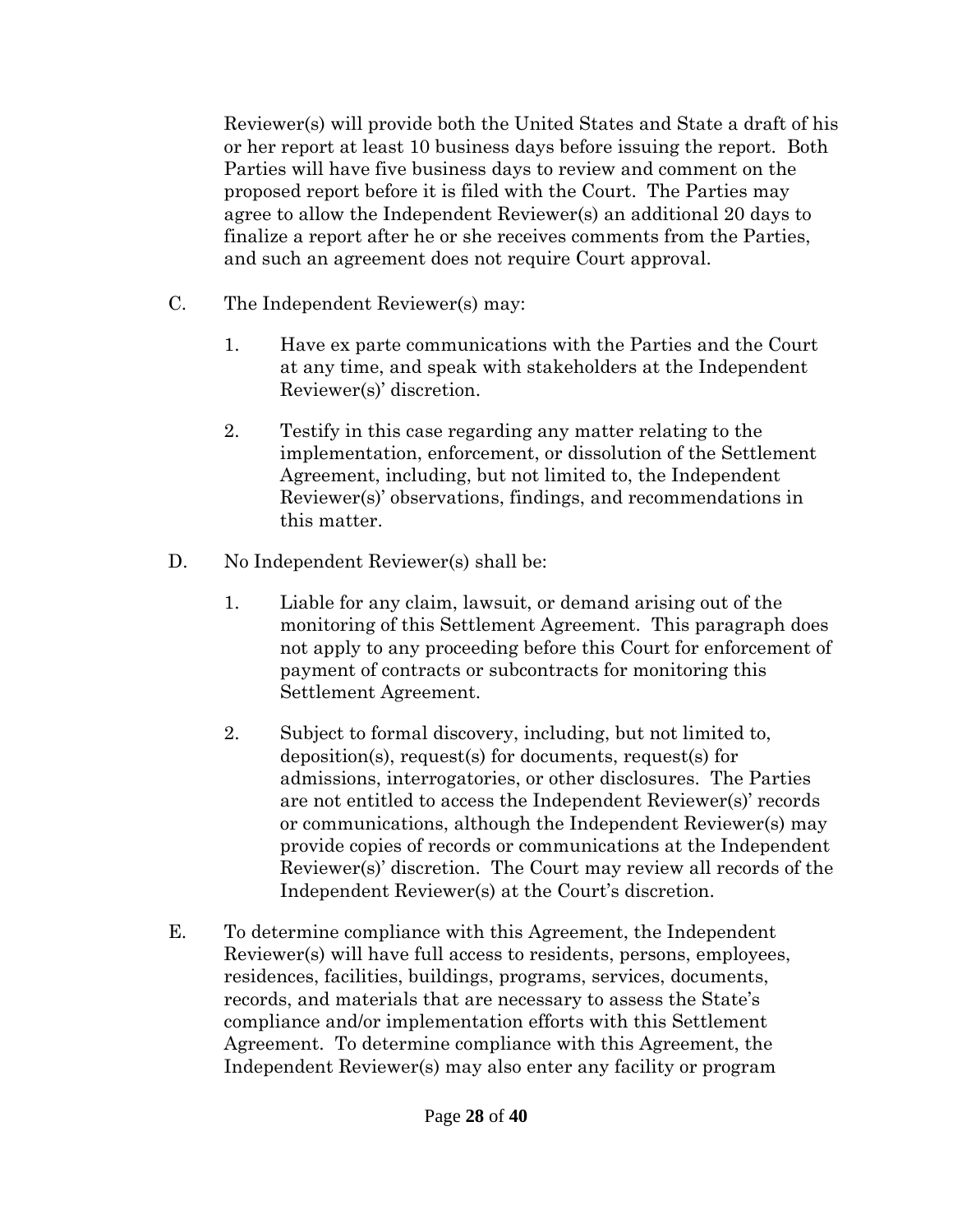Reviewer(s) will provide both the United States and State a draft of his or her report at least 10 business days before issuing the report. Both Parties will have five business days to review and comment on the proposed report before it is filed with the Court. The Parties may agree to allow the Independent Reviewer(s) an additional 20 days to finalize a report after he or she receives comments from the Parties, and such an agreement does not require Court approval.

C. The Independent Reviewer(s) may:

1. Have ex parte communications with the Parties and the Court at any time, and speak with stakeholders at the Independent Reviewer(s)' discretion.

2. Testify in this case regarding any matter relating to the implementation, enforcement, or dissolution of the Settlement Agreement, including, but not limited to, the Independent Reviewer(s)' observations, findings, and recommendations in this matter.

D. No Independent Reviewer(s) shall be:

1. Liable for any claim, lawsuit, or demand arising out of the monitoring of this Settlement Agreement. This paragraph does not apply to any proceeding before this Court for enforcement of payment of contracts or subcontracts for monitoring this Settlement Agreement.

2. Subject to formal discovery, including, but not limited to, deposition(s), request(s) for documents, request(s) for admissions, interrogatories, or other disclosures. The Parties are not entitled to access the Independent Reviewer(s)' records or communications, although the Independent Reviewer(s) may provide copies of records or communications at the Independent Reviewer(s)' discretion. The Court may review all records of the Independent Reviewer(s) at the Court's discretion.

E. To determine compliance with this Agreement, the Independent Reviewer(s) will have full access to residents, persons, employees, residences, facilities, buildings, programs, services, documents, records, and materials that are necessary to assess the State's compliance and/or implementation efforts with this Settlement Agreement. To determine compliance with this Agreement, the Independent Reviewer(s) may also enter any facility or program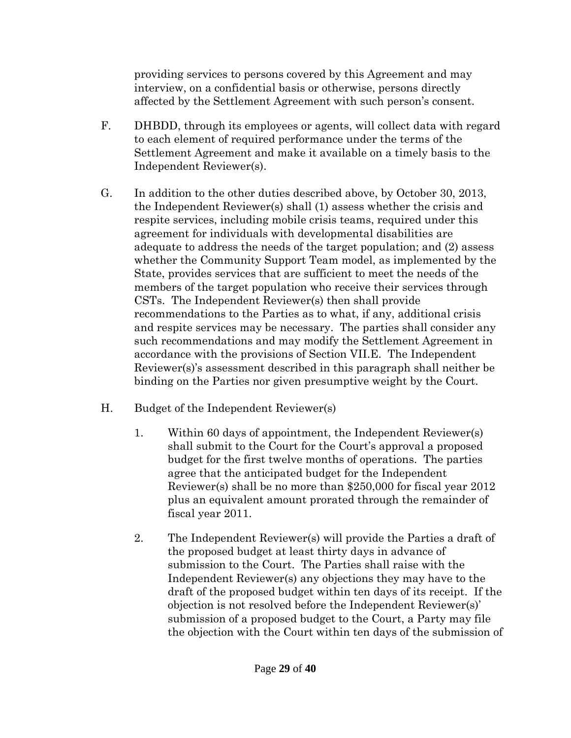providing services to persons covered by this Agreement and may interview, on a confidential basis or otherwise, persons directly affected by the Settlement Agreement with such person's consent.

F. DHBDD, through its employees or agents, will collect data with regard to each element of required performance under the terms of the Settlement Agreement and make it available on a timely basis to the Independent Reviewer(s).

G. In addition to the other duties described above, by October 30, 2013, the Independent Reviewer(s) shall (1) assess whether the crisis and respite services, including mobile crisis teams, required under this agreement for individuals with developmental disabilities are adequate to address the needs of the target population; and (2) assess whether the Community Support Team model, as implemented by the State, provides services that are sufficient to meet the needs of the members of the target population who receive their services through CSTs. The Independent Reviewer(s) then shall provide recommendations to the Parties as to what, if any, additional crisis and respite services may be necessary. The parties shall consider any such recommendations and may modify the Settlement Agreement in accordance with the provisions of Section VII.E. The Independent Reviewer(s)'s assessment described in this paragraph shall neither be binding on the Parties nor given presumptive weight by the Court.

H. Budget of the Independent Reviewer(s)

1. Within 60 days of appointment, the Independent Reviewer(s) shall submit to the Court for the Court's approval a proposed budget for the first twelve months of operations. The parties agree that the anticipated budget for the Independent Reviewer(s) shall be no more than $250,000 for fiscal year 2012 plus an equivalent amount prorated through the remainder of fiscal year 2011.

2. The Independent Reviewer(s) will provide the Parties a draft of the proposed budget at least thirty days in advance of submission to the Court. The Parties shall raise with the Independent Reviewer(s) any objections they may have to the draft of the proposed budget within ten days of its receipt. If the objection is not resolved before the Independent Reviewer(s)' submission of a proposed budget to the Court, a Party may file the objection with the Court within ten days of the submission of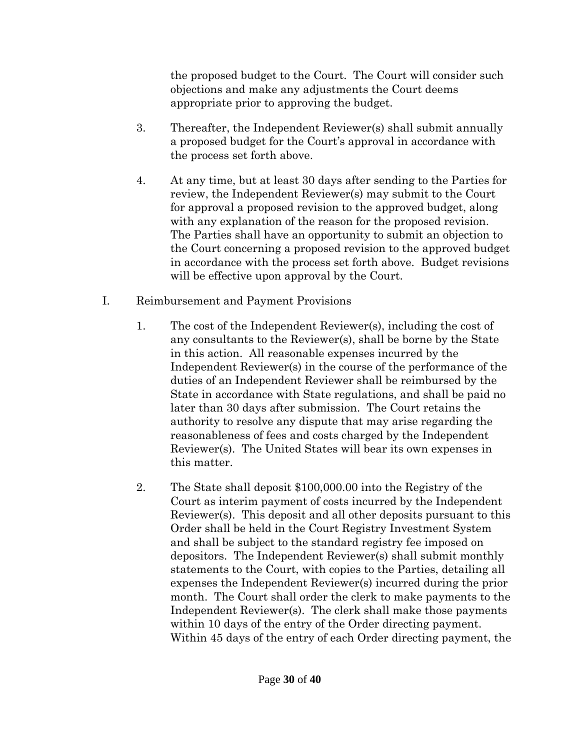the proposed budget to the Court. The Court will consider such objections and make any adjustments the Court deems appropriate prior to approving the budget.

3. Thereafter, the Independent Reviewer(s) shall submit annually a proposed budget for the Court's approval in accordance with the process set forth above.

4. At any time, but at least 30 days after sending to the Parties for review, the Independent Reviewer(s) may submit to the Court for approval a proposed revision to the approved budget, along with any explanation of the reason for the proposed revision. The Parties shall have an opportunity to submit an objection to the Court concerning a proposed revision to the approved budget in accordance with the process set forth above. Budget revisions will be effective upon approval by the Court.

I. Reimbursement and Payment Provisions

1. The cost of the Independent Reviewer(s), including the cost of any consultants to the Reviewer(s), shall be borne by the State in this action. All reasonable expenses incurred by the Independent Reviewer(s) in the course of the performance of the duties of an Independent Reviewer shall be reimbursed by the State in accordance with State regulations, and shall be paid no later than 30 days after submission. The Court retains the authority to resolve any dispute that may arise regarding the reasonableness of fees and costs charged by the Independent Reviewer(s). The United States will bear its own expenses in this matter.

2. The State shall deposit $100,000.00 into the Registry of the Court as interim payment of costs incurred by the Independent Reviewer(s). This deposit and all other deposits pursuant to this Order shall be held in the Court Registry Investment System and shall be subject to the standard registry fee imposed on depositors. The Independent Reviewer(s) shall submit monthly statements to the Court, with copies to the Parties, detailing all expenses the Independent Reviewer(s) incurred during the prior month. The Court shall order the clerk to make payments to the Independent Reviewer(s). The clerk shall make those payments within 10 days of the entry of the Order directing payment. Within 45 days of the entry of each Order directing payment, the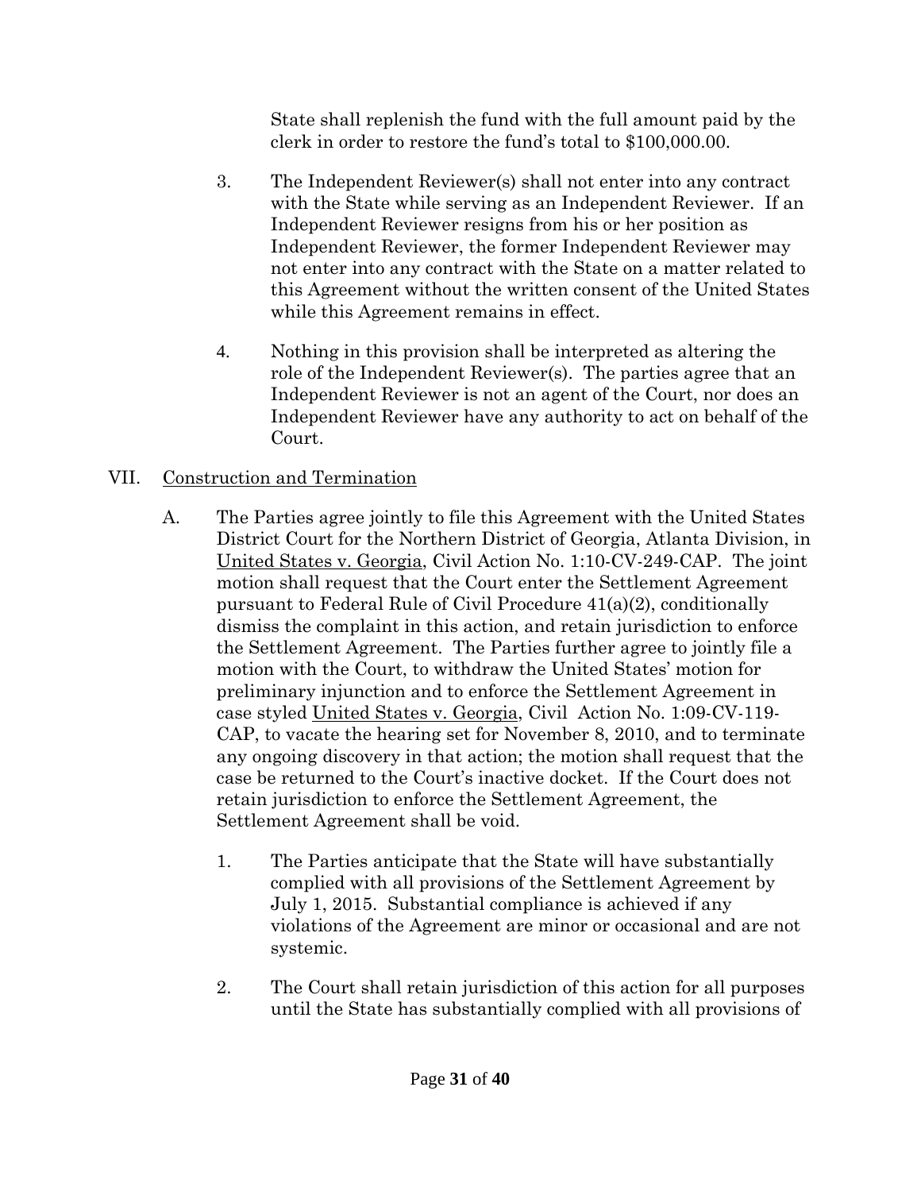State shall replenish the fund with the full amount paid by the clerk in order to restore the fund's total to $100,000.00.

3. The Independent Reviewer(s) shall not enter into any contract with the State while serving as an Independent Reviewer. If an Independent Reviewer resigns from his or her position as Independent Reviewer, the former Independent Reviewer may not enter into any contract with the State on a matter related to this Agreement without the written consent of the United States while this Agreement remains in effect.

4. Nothing in this provision shall be interpreted as altering the role of the Independent Reviewer(s). The parties agree that an Independent Reviewer is not an agent of the Court, nor does an Independent Reviewer have any authority to act on behalf of the Court.

VII. <u>Construction and Termination</u>

A. The Parties agree jointly to file this Agreement with the United States District Court for the Northern District of Georgia, Atlanta Division, in <u>United States v. Georgia</u>, Civil Action No. 1:10-CV-249-CAP. The joint motion shall request that the Court enter the Settlement Agreement pursuant to Federal Rule of Civil Procedure 41(a)(2), conditionally dismiss the complaint in this action, and retain jurisdiction to enforce the Settlement Agreement. The Parties further agree to jointly file a motion with the Court, to withdraw the United States' motion for preliminary injunction and to enforce the Settlement Agreement in case styled <u>United States v. Georgia</u>, Civil Action No. 1:09-CV-119-CAP, to vacate the hearing set for November 8, 2010, and to terminate any ongoing discovery in that action; the motion shall request that the case be returned to the Court's inactive docket. If the Court does not retain jurisdiction to enforce the Settlement Agreement, the Settlement Agreement shall be void.

1. The Parties anticipate that the State will have substantially complied with all provisions of the Settlement Agreement by July 1, 2015. Substantial compliance is achieved if any violations of the Agreement are minor or occasional and are not systemic.

2. The Court shall retain jurisdiction of this action for all purposes until the State has substantially complied with all provisions of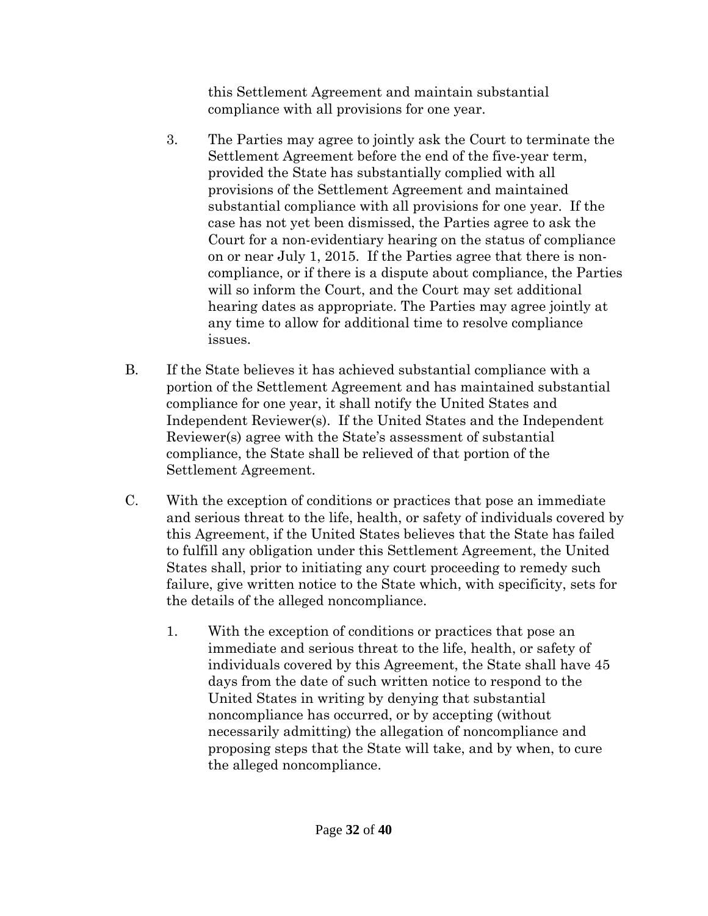this Settlement Agreement and maintain substantial compliance with all provisions for one year.

3. The Parties may agree to jointly ask the Court to terminate the Settlement Agreement before the end of the five-year term, provided the State has substantially complied with all provisions of the Settlement Agreement and maintained substantial compliance with all provisions for one year. If the case has not yet been dismissed, the Parties agree to ask the Court for a non-evidentiary hearing on the status of compliance on or near July 1, 2015. If the Parties agree that there is non-compliance, or if there is a dispute about compliance, the Parties will so inform the Court, and the Court may set additional hearing dates as appropriate. The Parties may agree jointly at any time to allow for additional time to resolve compliance issues.

B. If the State believes it has achieved substantial compliance with a portion of the Settlement Agreement and has maintained substantial compliance for one year, it shall notify the United States and Independent Reviewer(s). If the United States and the Independent Reviewer(s) agree with the State's assessment of substantial compliance, the State shall be relieved of that portion of the Settlement Agreement.

C. With the exception of conditions or practices that pose an immediate and serious threat to the life, health, or safety of individuals covered by this Agreement, if the United States believes that the State has failed to fulfill any obligation under this Settlement Agreement, the United States shall, prior to initiating any court proceeding to remedy such failure, give written notice to the State which, with specificity, sets for the details of the alleged noncompliance.

   1. With the exception of conditions or practices that pose an immediate and serious threat to the life, health, or safety of individuals covered by this Agreement, the State shall have 45 days from the date of such written notice to respond to the United States in writing by denying that substantial noncompliance has occurred, or by accepting (without necessarily admitting) the allegation of noncompliance and proposing steps that the State will take, and by when, to cure the alleged noncompliance.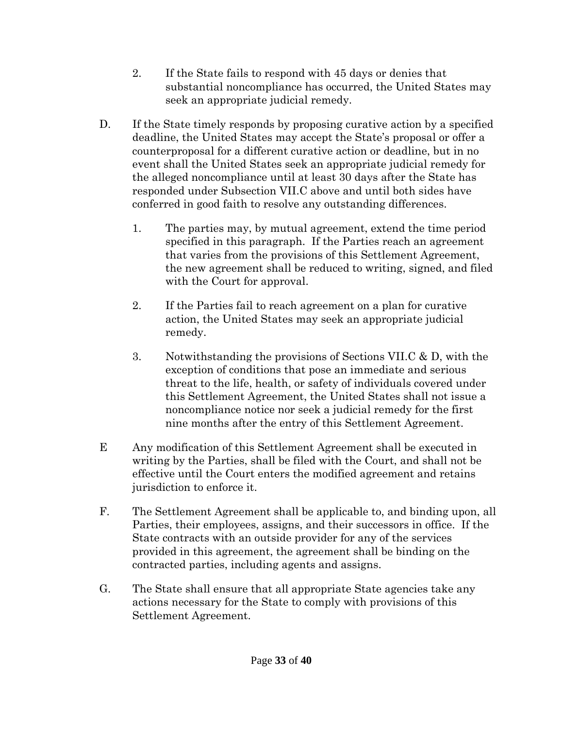2. If the State fails to respond with 45 days or denies that substantial noncompliance has occurred, the United States may seek an appropriate judicial remedy.

D. If the State timely responds by proposing curative action by a specified deadline, the United States may accept the State's proposal or offer a counterproposal for a different curative action or deadline, but in no event shall the United States seek an appropriate judicial remedy for the alleged noncompliance until at least 30 days after the State has responded under Subsection VII.C above and until both sides have conferred in good faith to resolve any outstanding differences.

   1. The parties may, by mutual agreement, extend the time period specified in this paragraph. If the Parties reach an agreement that varies from the provisions of this Settlement Agreement, the new agreement shall be reduced to writing, signed, and filed with the Court for approval.

   2. If the Parties fail to reach agreement on a plan for curative action, the United States may seek an appropriate judicial remedy.

   3. Notwithstanding the provisions of Sections VII.C & D, with the exception of conditions that pose an immediate and serious threat to the life, health, or safety of individuals covered under this Settlement Agreement, the United States shall not issue a noncompliance notice nor seek a judicial remedy for the first nine months after the entry of this Settlement Agreement.

E Any modification of this Settlement Agreement shall be executed in writing by the Parties, shall be filed with the Court, and shall not be effective until the Court enters the modified agreement and retains jurisdiction to enforce it.

F. The Settlement Agreement shall be applicable to, and binding upon, all Parties, their employees, assigns, and their successors in office. If the State contracts with an outside provider for any of the services provided in this agreement, the agreement shall be binding on the contracted parties, including agents and assigns.

G. The State shall ensure that all appropriate State agencies take any actions necessary for the State to comply with provisions of this Settlement Agreement.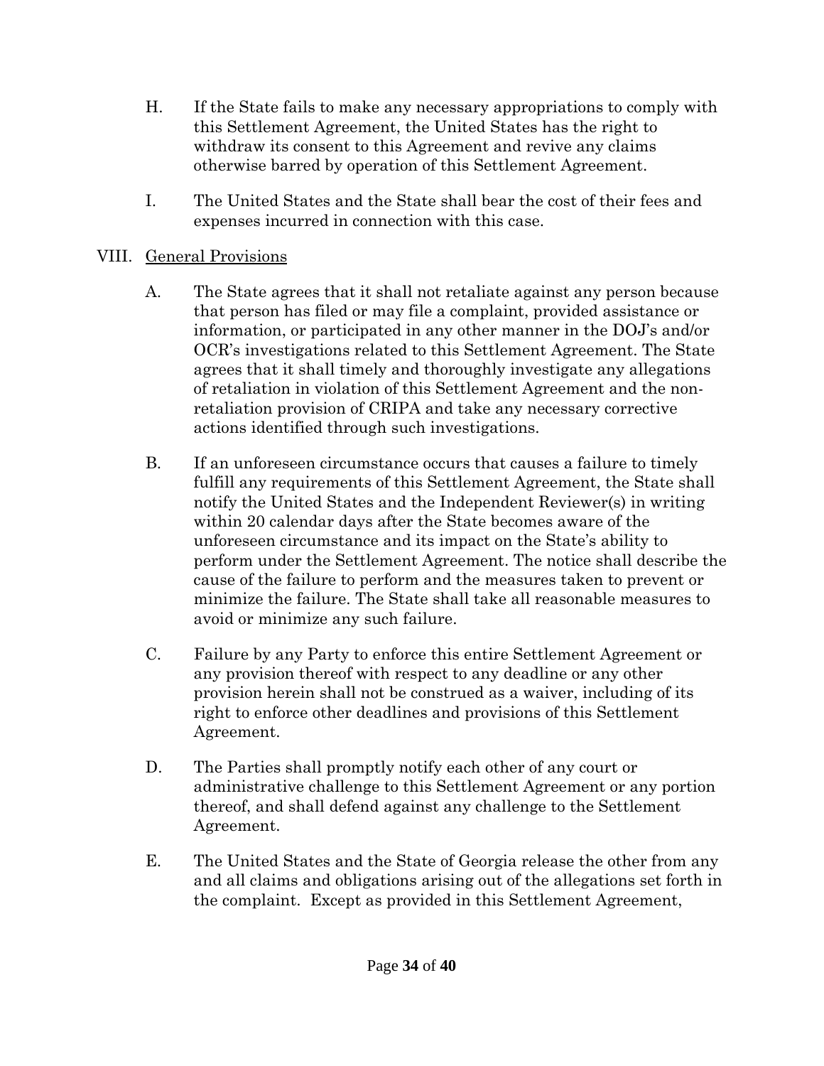H. If the State fails to make any necessary appropriations to comply with this Settlement Agreement, the United States has the right to withdraw its consent to this Agreement and revive any claims otherwise barred by operation of this Settlement Agreement.

I. The United States and the State shall bear the cost of their fees and expenses incurred in connection with this case.

VIII. <u>General Provisions</u>

A. The State agrees that it shall not retaliate against any person because that person has filed or may file a complaint, provided assistance or information, or participated in any other manner in the DOJ's and/or OCR's investigations related to this Settlement Agreement. The State agrees that it shall timely and thoroughly investigate any allegations of retaliation in violation of this Settlement Agreement and the non-retaliation provision of CRIPA and take any necessary corrective actions identified through such investigations.

B. If an unforeseen circumstance occurs that causes a failure to timely fulfill any requirements of this Settlement Agreement, the State shall notify the United States and the Independent Reviewer(s) in writing within 20 calendar days after the State becomes aware of the unforeseen circumstance and its impact on the State's ability to perform under the Settlement Agreement. The notice shall describe the cause of the failure to perform and the measures taken to prevent or minimize the failure. The State shall take all reasonable measures to avoid or minimize any such failure.

C. Failure by any Party to enforce this entire Settlement Agreement or any provision thereof with respect to any deadline or any other provision herein shall not be construed as a waiver, including of its right to enforce other deadlines and provisions of this Settlement Agreement.

D. The Parties shall promptly notify each other of any court or administrative challenge to this Settlement Agreement or any portion thereof, and shall defend against any challenge to the Settlement Agreement.

E. The United States and the State of Georgia release the other from any and all claims and obligations arising out of the allegations set forth in the complaint. Except as provided in this Settlement Agreement,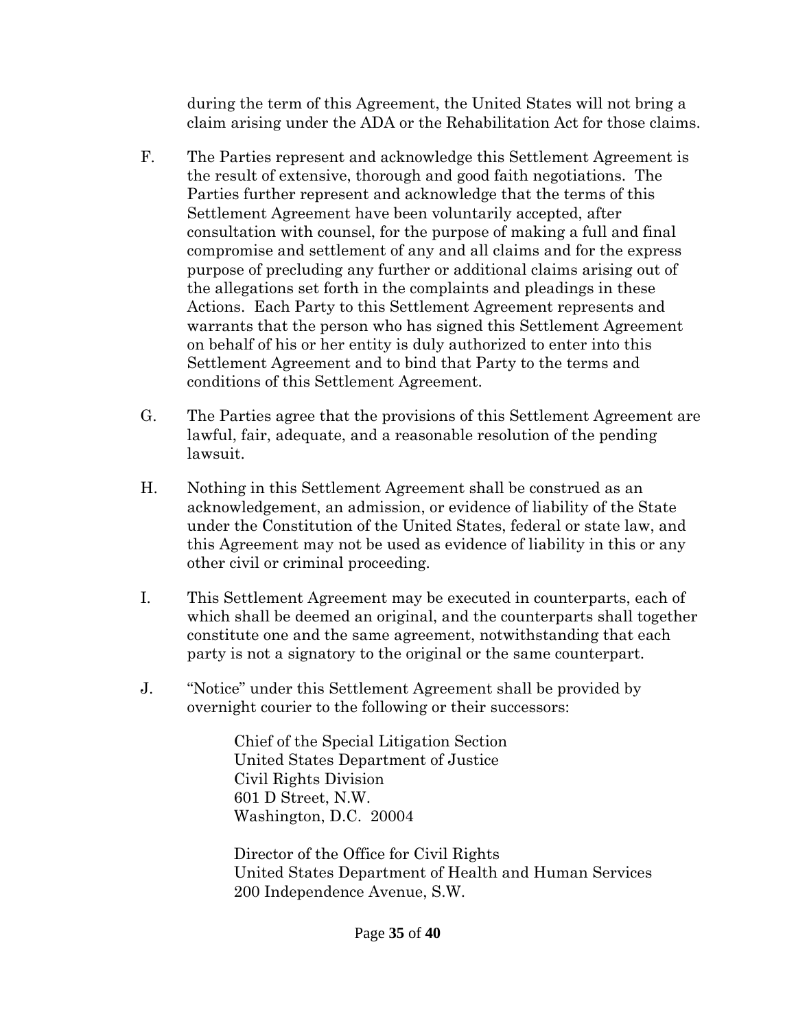during the term of this Agreement, the United States will not bring a claim arising under the ADA or the Rehabilitation Act for those claims.

F. The Parties represent and acknowledge this Settlement Agreement is the result of extensive, thorough and good faith negotiations. The Parties further represent and acknowledge that the terms of this Settlement Agreement have been voluntarily accepted, after consultation with counsel, for the purpose of making a full and final compromise and settlement of any and all claims and for the express purpose of precluding any further or additional claims arising out of the allegations set forth in the complaints and pleadings in these Actions. Each Party to this Settlement Agreement represents and warrants that the person who has signed this Settlement Agreement on behalf of his or her entity is duly authorized to enter into this Settlement Agreement and to bind that Party to the terms and conditions of this Settlement Agreement.

G. The Parties agree that the provisions of this Settlement Agreement are lawful, fair, adequate, and a reasonable resolution of the pending lawsuit.

H. Nothing in this Settlement Agreement shall be construed as an acknowledgement, an admission, or evidence of liability of the State under the Constitution of the United States, federal or state law, and this Agreement may not be used as evidence of liability in this or any other civil or criminal proceeding.

I. This Settlement Agreement may be executed in counterparts, each of which shall be deemed an original, and the counterparts shall together constitute one and the same agreement, notwithstanding that each party is not a signatory to the original or the same counterpart.

J. "Notice" under this Settlement Agreement shall be provided by overnight courier to the following or their successors:

   Chief of the Special Litigation Section
   United States Department of Justice
   Civil Rights Division
   601 D Street, N.W.
   Washington, D.C. 20004

   Director of the Office for Civil Rights
   United States Department of Health and Human Services
   200 Independence Avenue, S.W.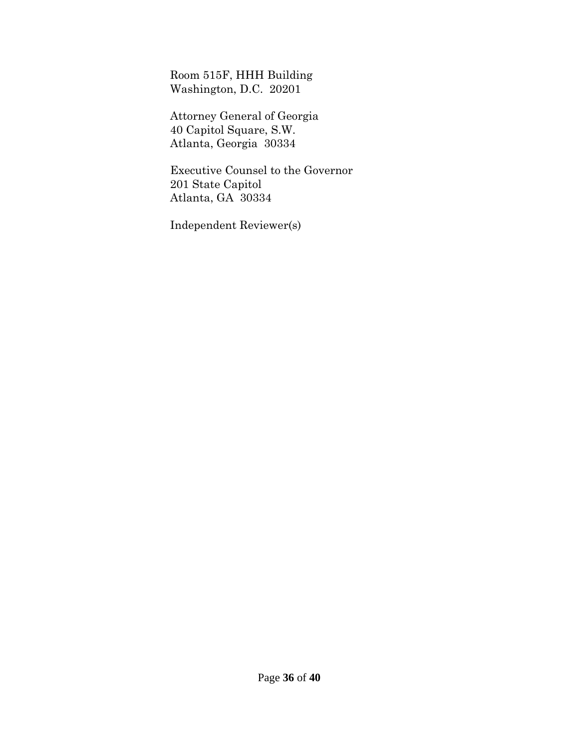Room 515F, HHH Building
Washington, D.C.  20201

Attorney General of Georgia
40 Capitol Square, S.W.
Atlanta, Georgia  30334

Executive Counsel to the Governor
201 State Capitol
Atlanta, GA  30334

Independent Reviewer(s)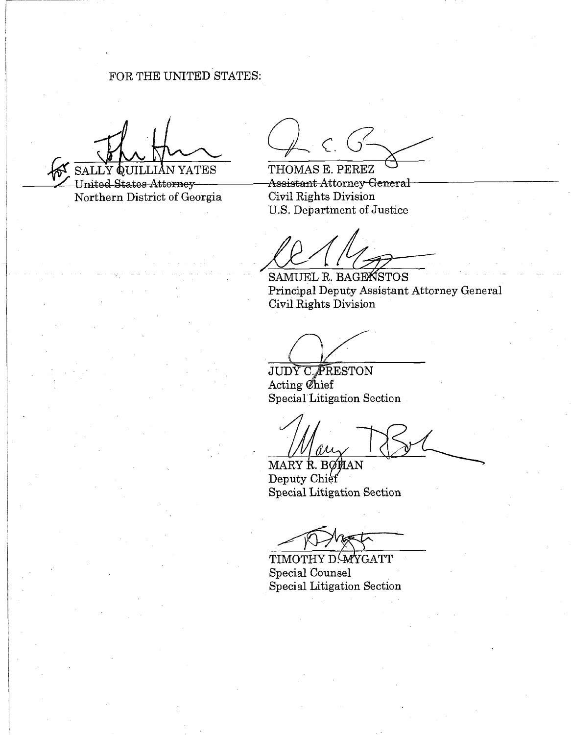FOR THE UNITED STATES:

for SALLY QUILLIAN YATES
United States Attorney
Northern District of Georgia

THOMAS E. PEREZ
Assistant Attorney General
Civil Rights Division
U.S. Department of Justice

SAMUEL R. BAGENSTOS
Principal Deputy Assistant Attorney General
Civil Rights Division

JUDY C. PRESTON
Acting Chief
Special Litigation Section

MARY R. BOHAN
Deputy Chief
Special Litigation Section

TIMOTHY D. MYGATT
Special Counsel
Special Litigation Section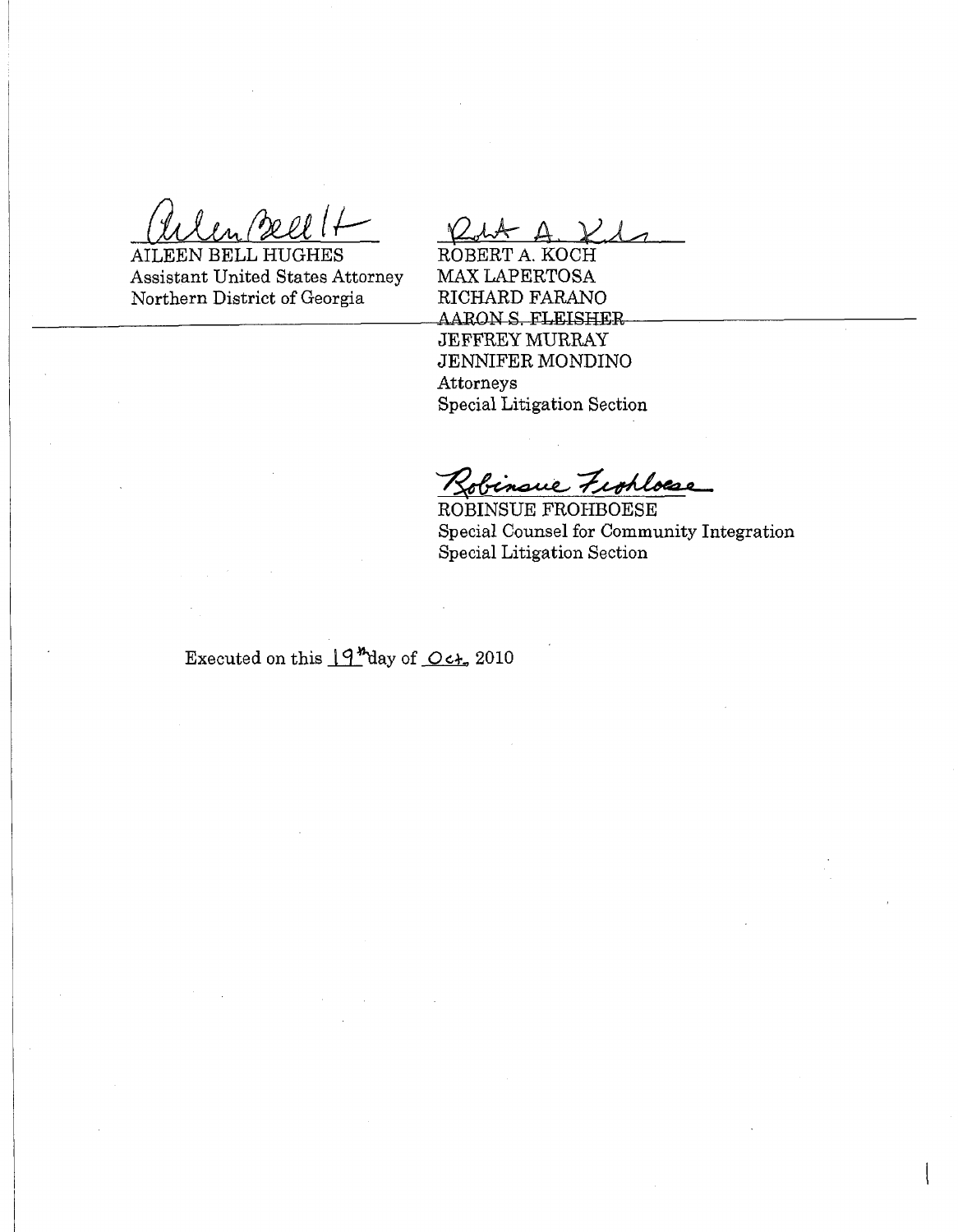AILEEN BELL HUGHES
Assistant United States Attorney
Northern District of Georgia

ROBERT A. KOCH
MAX LAPERTOSA
RICHARD FARANO
~~AARON S. FLEISHER~~
JEFFREY MURRAY
JENNIFER MONDINO
Attorneys
Special Litigation Section

ROBINSUE FROHBOESE
Special Counsel for Community Integration
Special Litigation Section

Executed on this 19th day of Oct. 2010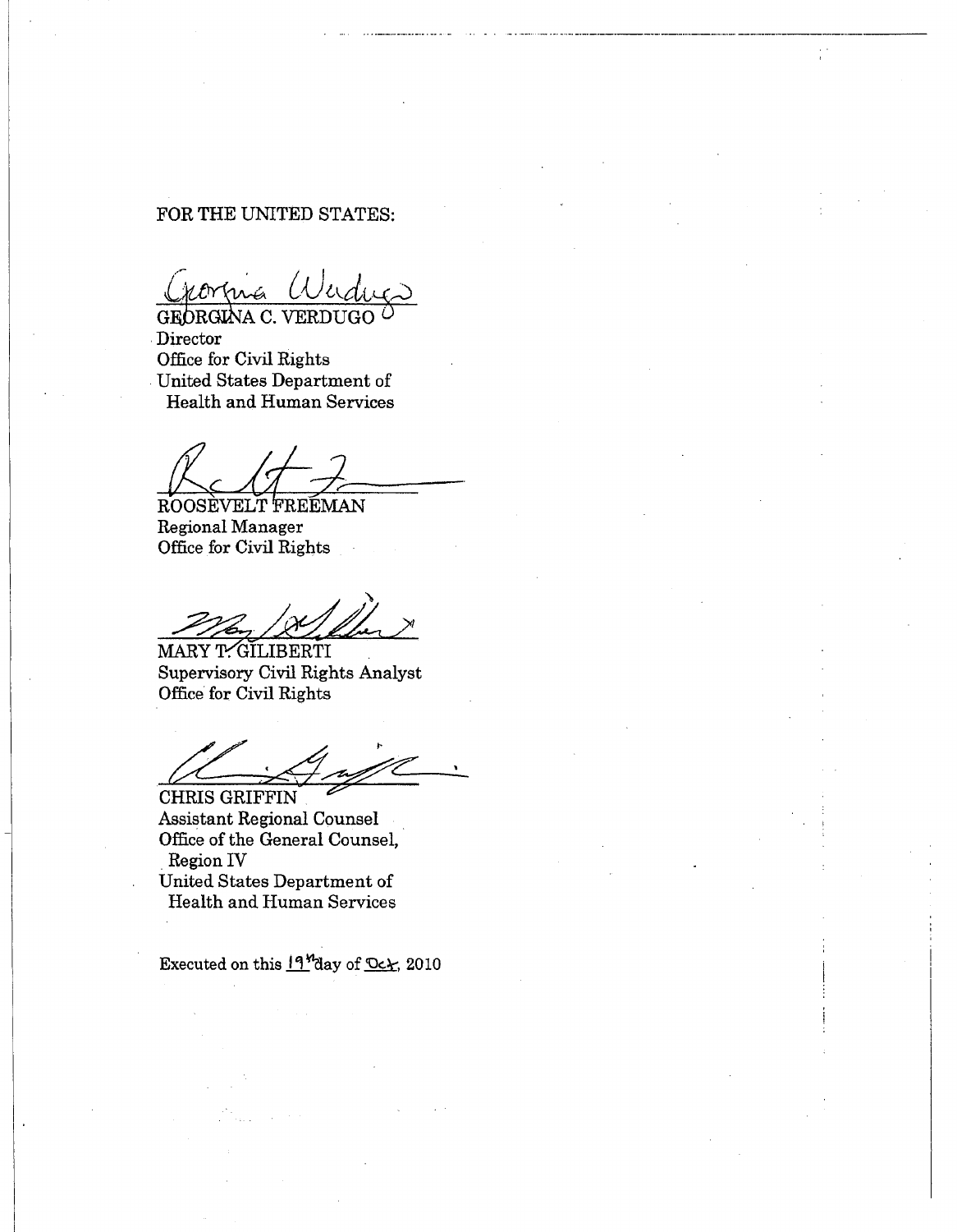FOR THE UNITED STATES:

GEORGINA C. VERDUGO
Director
Office for Civil Rights
United States Department of
Health and Human Services

ROOSEVELT FREEMAN
Regional Manager
Office for Civil Rights

MARY T. GILIBERTI
Supervisory Civil Rights Analyst
Office for Civil Rights

CHRIS GRIFFIN
Assistant Regional Counsel
Office of the General Counsel,
Region IV
United States Department of
Health and Human Services

Executed on this 19th day of Oct, 2010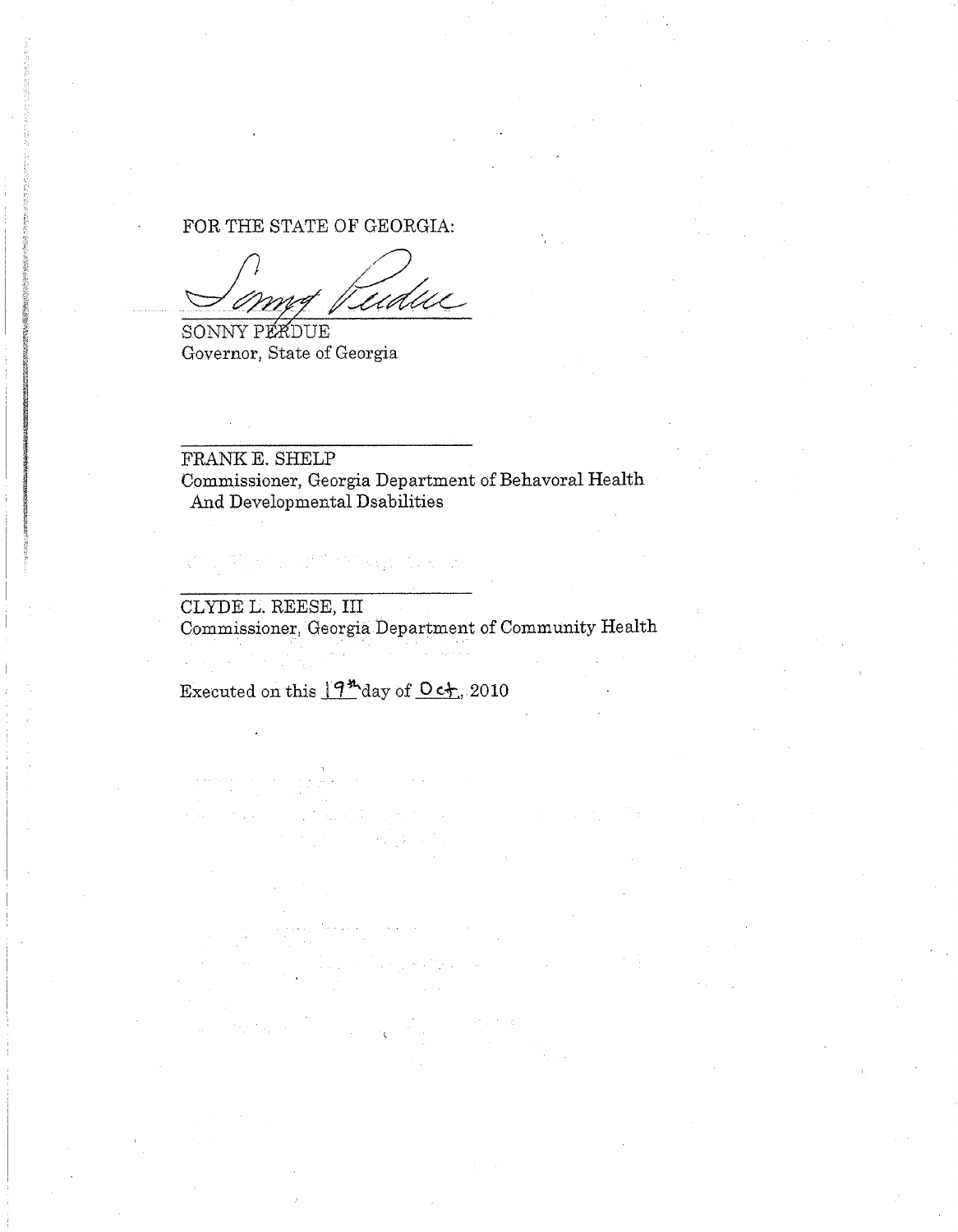FOR THE STATE OF GEORGIA:

Sonny Perdue

_____________________________

SONNY PERDUE
Governor, State of Georgia

_____________________________

FRANK E. SHELP
Commissioner, Georgia Department of Behavoral Health
And Developmental Dsabilities

_____________________________

CLYDE L. REESE, III
Commissioner, Georgia Department of Community Health

Executed on this 19th day of Oct., 2010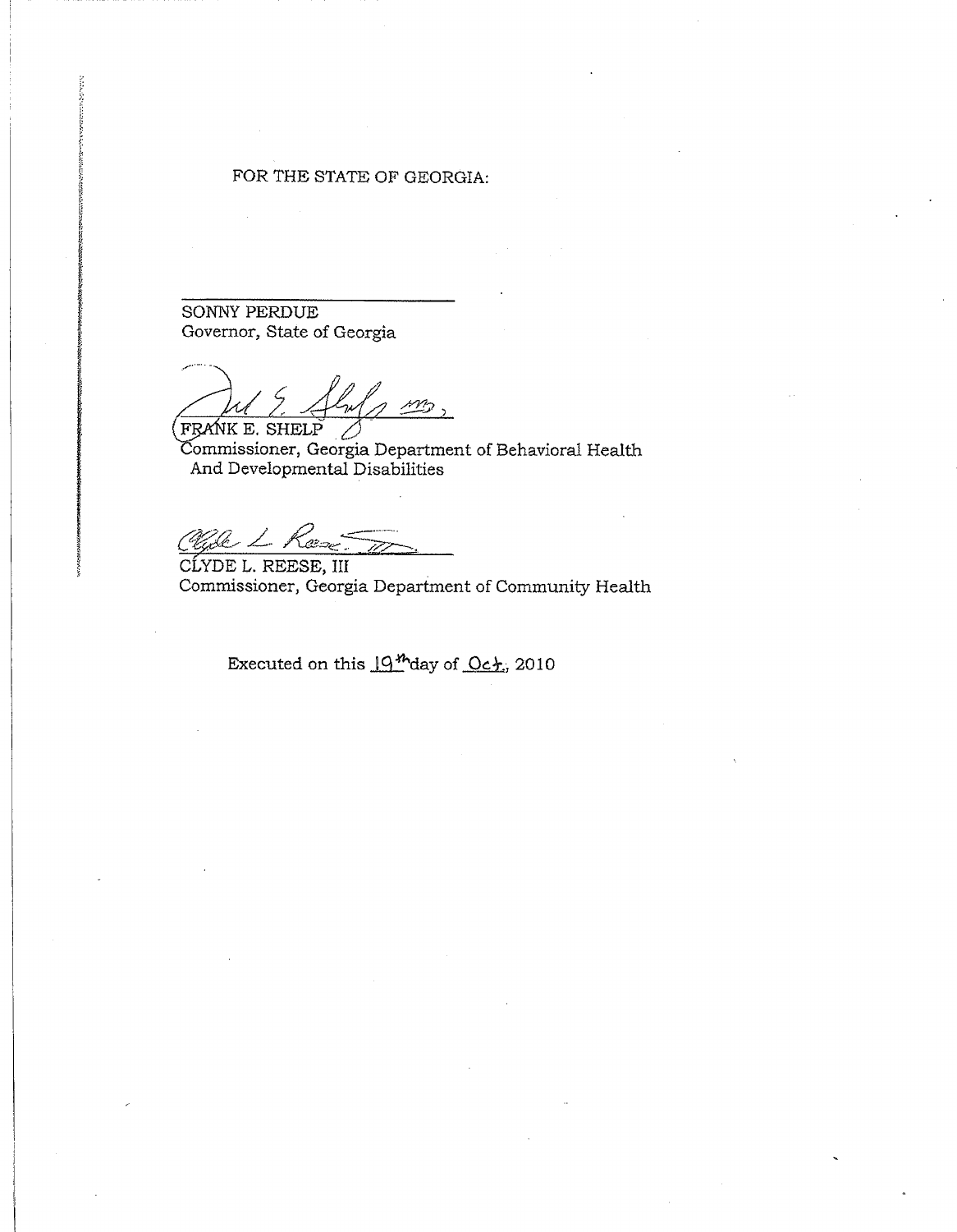FOR THE STATE OF GEORGIA:

______________________________
SONNY PERDUE
Governor, State of Georgia

______________________________
FRANK E. SHELP
Commissioner, Georgia Department of Behavioral Health
And Developmental Disabilities

______________________________
CLYDE L. REESE, III
Commissioner, Georgia Department of Community Health

Executed on this 19th day of Oct., 2010